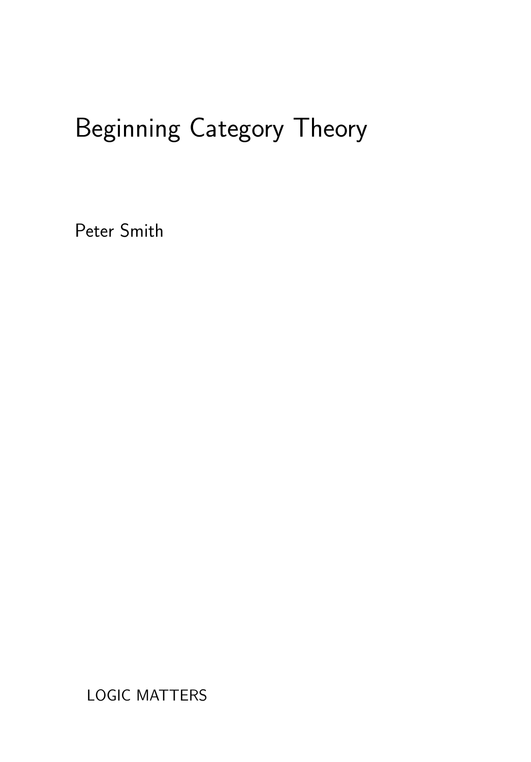# Beginning Category Theory

Peter Smith

LOGIC MATTERS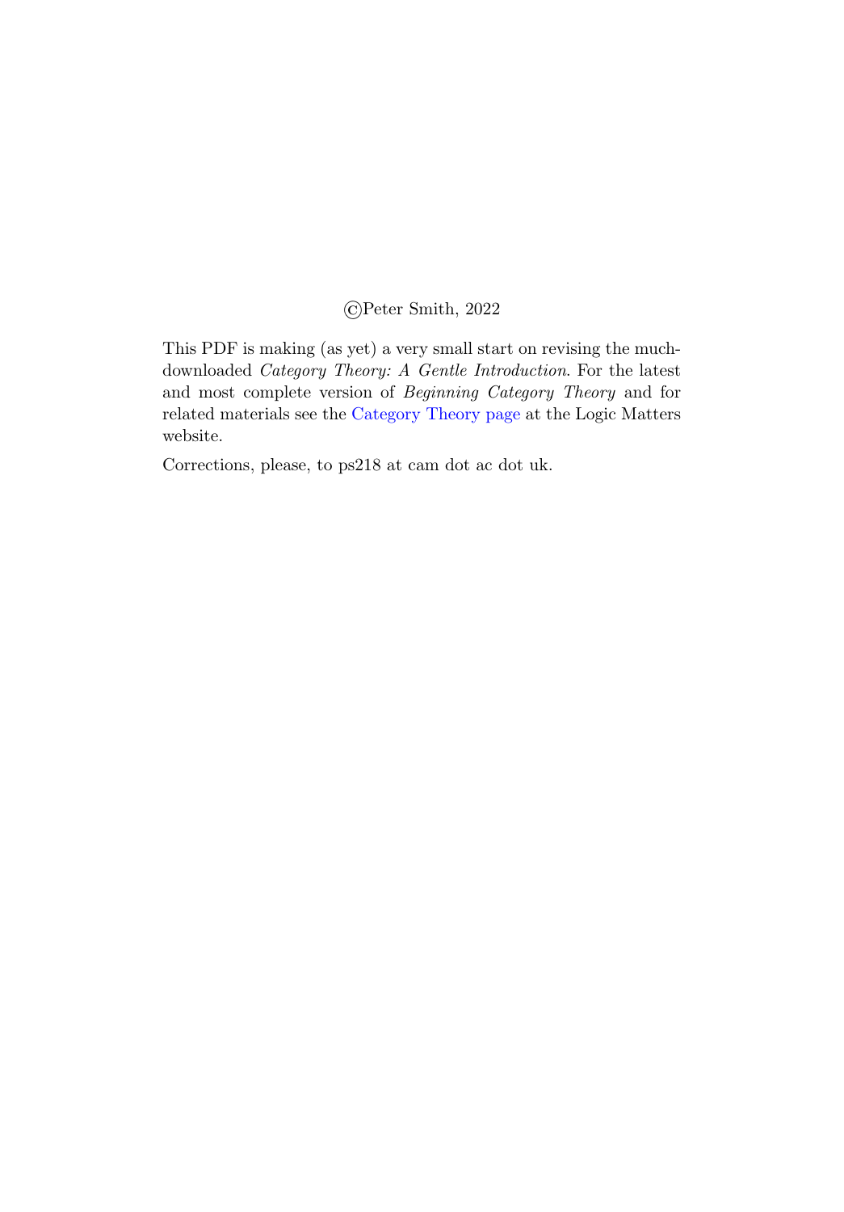©Peter Smith, 2022

This PDF is making (as yet) a very small start on revising the much-downloaded *Category Theory: A Gentle Introduction*. For the latest and most complete version of *Beginning Category Theory* and for related materials see the Category Theory page at the Logic Matters website.

Corrections, please, to ps218 at cam dot ac dot uk.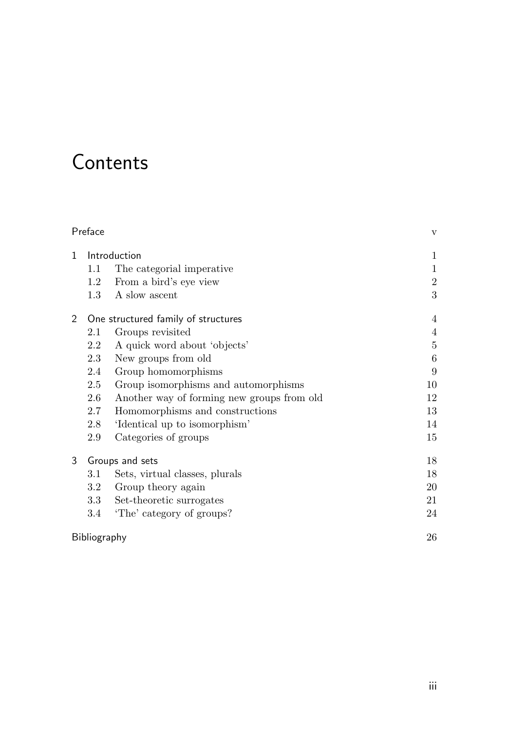# Contents

Preface v

1 Introduction 1
  - 1.1 The categorial imperative 1
  - 1.2 From a bird's eye view 2
  - 1.3 A slow ascent 3

2 One structured family of structures 4
  - 2.1 Groups revisited 4
  - 2.2 A quick word about 'objects' 5
  - 2.3 New groups from old 6
  - 2.4 Group homomorphisms 9
  - 2.5 Group isomorphisms and automorphisms 10
  - 2.6 Another way of forming new groups from old 12
  - 2.7 Homomorphisms and constructions 13
  - 2.8 'Identical up to isomorphism' 14
  - 2.9 Categories of groups 15

3 Groups and sets 18
  - 3.1 Sets, virtual classes, plurals 18
  - 3.2 Group theory again 20
  - 3.3 Set-theoretic surrogates 21
  - 3.4 'The' category of groups? 24

Bibliography 26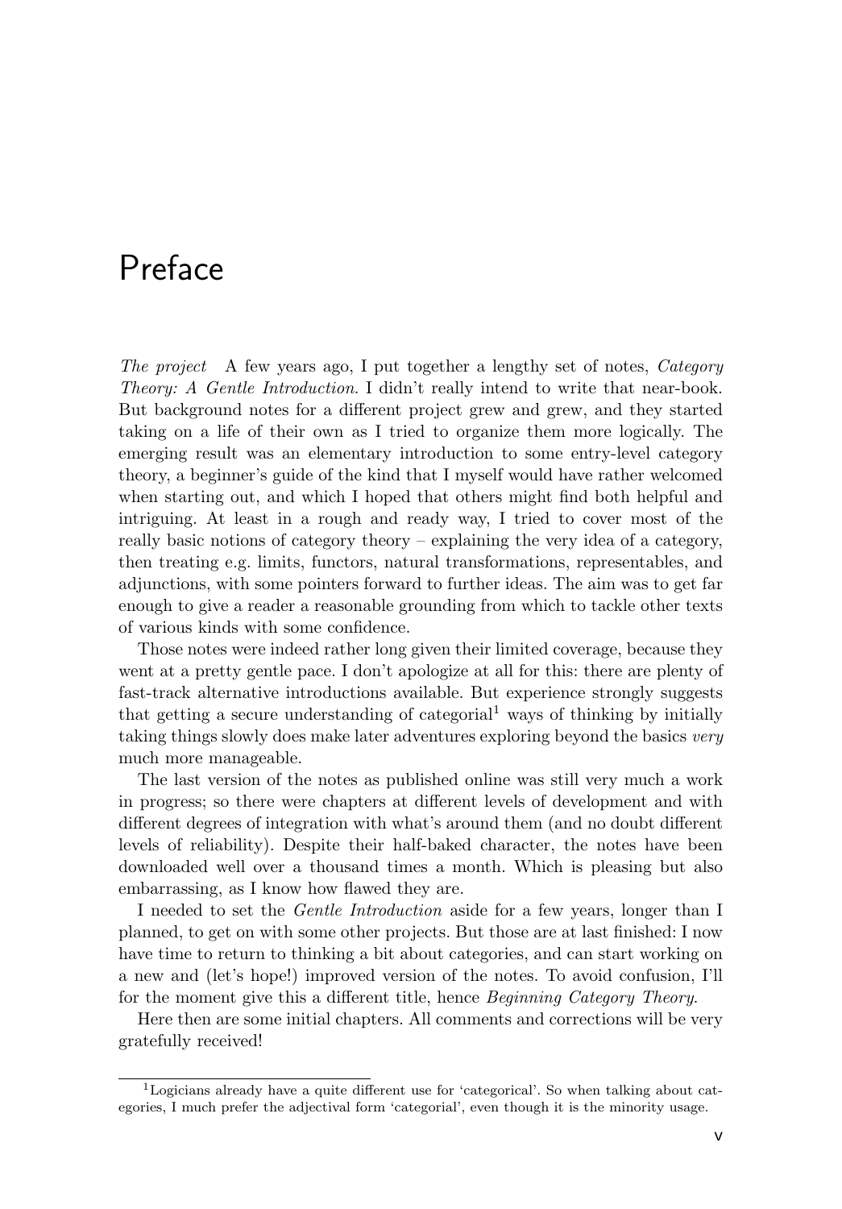# Preface

*The project* A few years ago, I put together a lengthy set of notes, *Category Theory: A Gentle Introduction*. I didn't really intend to write that near-book. But background notes for a different project grew and grew, and they started taking on a life of their own as I tried to organize them more logically. The emerging result was an elementary introduction to some entry-level category theory, a beginner's guide of the kind that I myself would have rather welcomed when starting out, and which I hoped that others might find both helpful and intriguing. At least in a rough and ready way, I tried to cover most of the really basic notions of category theory – explaining the very idea of a category, then treating e.g. limits, functors, natural transformations, representables, and adjunctions, with some pointers forward to further ideas. The aim was to get far enough to give a reader a reasonable grounding from which to tackle other texts of various kinds with some confidence.

Those notes were indeed rather long given their limited coverage, because they went at a pretty gentle pace. I don't apologize at all for this: there are plenty of fast-track alternative introductions available. But experience strongly suggests that getting a secure understanding of categorial[1] ways of thinking by initially taking things slowly does make later adventures exploring beyond the basics *very* much more manageable.

The last version of the notes as published online was still very much a work in progress; so there were chapters at different levels of development and with different degrees of integration with what's around them (and no doubt different levels of reliability). Despite their half-baked character, the notes have been downloaded well over a thousand times a month. Which is pleasing but also embarrassing, as I know how flawed they are.

I needed to set the *Gentle Introduction* aside for a few years, longer than I planned, to get on with some other projects. But those are at last finished: I now have time to return to thinking a bit about categories, and can start working on a new and (let's hope!) improved version of the notes. To avoid confusion, I'll for the moment give this a different title, hence *Beginning Category Theory*.

Here then are some initial chapters. All comments and corrections will be very gratefully received!

[1] Logicians already have a quite different use for 'categorical'. So when talking about categories, I much prefer the adjectival form 'categorial', even though it is the minority usage.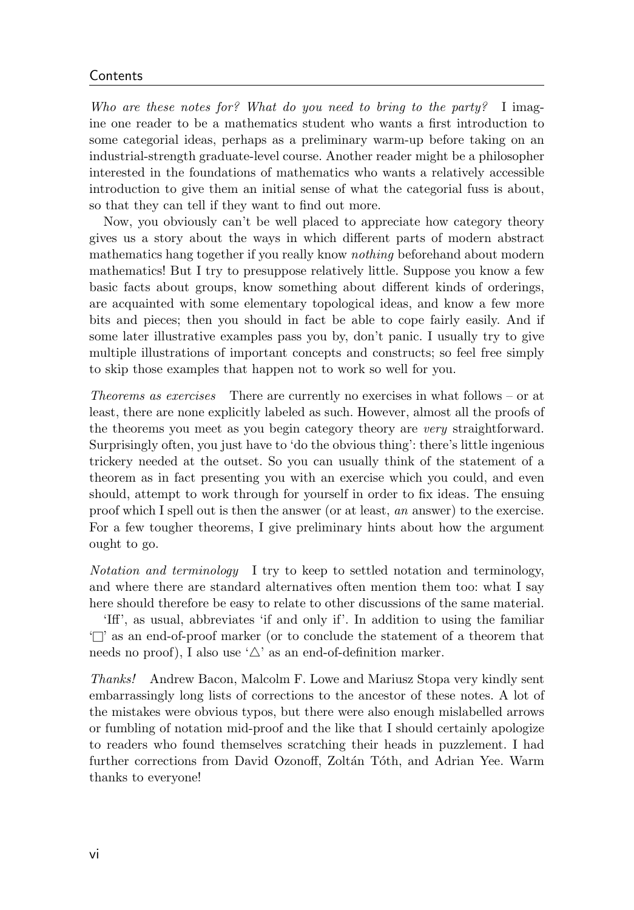*Who are these notes for? What do you need to bring to the party?* I imagine one reader to be a mathematics student who wants a first introduction to some categorial ideas, perhaps as a preliminary warm-up before taking on an industrial-strength graduate-level course. Another reader might be a philosopher interested in the foundations of mathematics who wants a relatively accessible introduction to give them an initial sense of what the categorial fuss is about, so that they can tell if they want to find out more.

Now, you obviously can't be well placed to appreciate how category theory gives us a story about the ways in which different parts of modern abstract mathematics hang together if you really know *nothing* beforehand about modern mathematics! But I try to presuppose relatively little. Suppose you know a few basic facts about groups, know something about different kinds of orderings, are acquainted with some elementary topological ideas, and know a few more bits and pieces; then you should in fact be able to cope fairly easily. And if some later illustrative examples pass you by, don't panic. I usually try to give multiple illustrations of important concepts and constructs; so feel free simply to skip those examples that happen not to work so well for you.

*Theorems as exercises* There are currently no exercises in what follows – or at least, there are none explicitly labeled as such. However, almost all the proofs of the theorems you meet as you begin category theory are *very* straightforward. Surprisingly often, you just have to 'do the obvious thing': there's little ingenious trickery needed at the outset. So you can usually think of the statement of a theorem as in fact presenting you with an exercise which you could, and even should, attempt to work through for yourself in order to fix ideas. The ensuing proof which I spell out is then the answer (or at least, *an* answer) to the exercise. For a few tougher theorems, I give preliminary hints about how the argument ought to go.

*Notation and terminology* I try to keep to settled notation and terminology, and where there are standard alternatives often mention them too: what I say here should therefore be easy to relate to other discussions of the same material.

'Iff', as usual, abbreviates 'if and only if'. In addition to using the familiar '□' as an end-of-proof marker (or to conclude the statement of a theorem that needs no proof), I also use '△' as an end-of-definition marker.

*Thanks!* Andrew Bacon, Malcolm F. Lowe and Mariusz Stopa very kindly sent embarrassingly long lists of corrections to the ancestor of these notes. A lot of the mistakes were obvious typos, but there were also enough mislabelled arrows or fumbling of notation mid-proof and the like that I should certainly apologize to readers who found themselves scratching their heads in puzzlement. I had further corrections from David Ozonoff, Zoltán Tóth, and Adrian Yee. Warm thanks to everyone!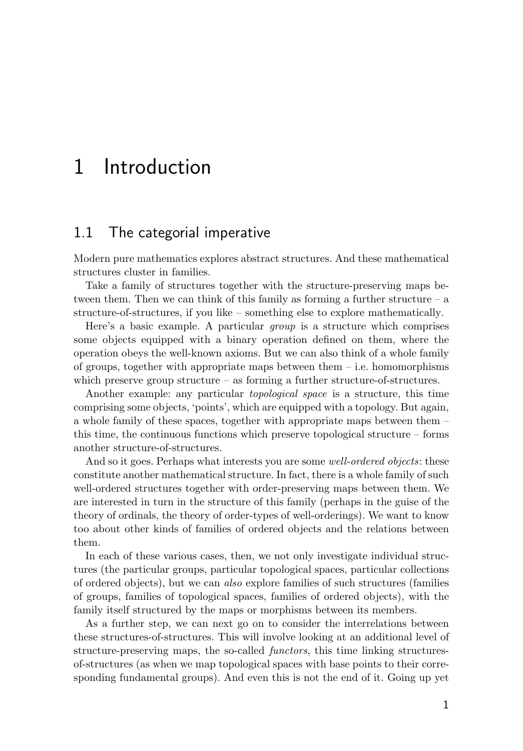# 1 Introduction

## 1.1 The categorial imperative

Modern pure mathematics explores abstract structures. And these mathematical structures cluster in families.

Take a family of structures together with the structure-preserving maps between them. Then we can think of this family as forming a further structure – a structure-of-structures, if you like – something else to explore mathematically.

Here's a basic example. A particular *group* is a structure which comprises some objects equipped with a binary operation defined on them, where the operation obeys the well-known axioms. But we can also think of a whole family of groups, together with appropriate maps between them – i.e. homomorphisms which preserve group structure – as forming a further structure-of-structures.

Another example: any particular *topological space* is a structure, this time comprising some objects, 'points', which are equipped with a topology. But again, a whole family of these spaces, together with appropriate maps between them – this time, the continuous functions which preserve topological structure – forms another structure-of-structures.

And so it goes. Perhaps what interests you are some *well-ordered objects*: these constitute another mathematical structure. In fact, there is a whole family of such well-ordered structures together with order-preserving maps between them. We are interested in turn in the structure of this family (perhaps in the guise of the theory of ordinals, the theory of order-types of well-orderings). We want to know too about other kinds of families of ordered objects and the relations between them.

In each of these various cases, then, we not only investigate individual structures (the particular groups, particular topological spaces, particular collections of ordered objects), but we can *also* explore families of such structures (families of groups, families of topological spaces, families of ordered objects), with the family itself structured by the maps or morphisms between its members.

As a further step, we can next go on to consider the interrelations between these structures-of-structures. This will involve looking at an additional level of structure-preserving maps, the so-called *functors*, this time linking structures-of-structures (as when we map topological spaces with base points to their corresponding fundamental groups). And even this is not the end of it. Going up yet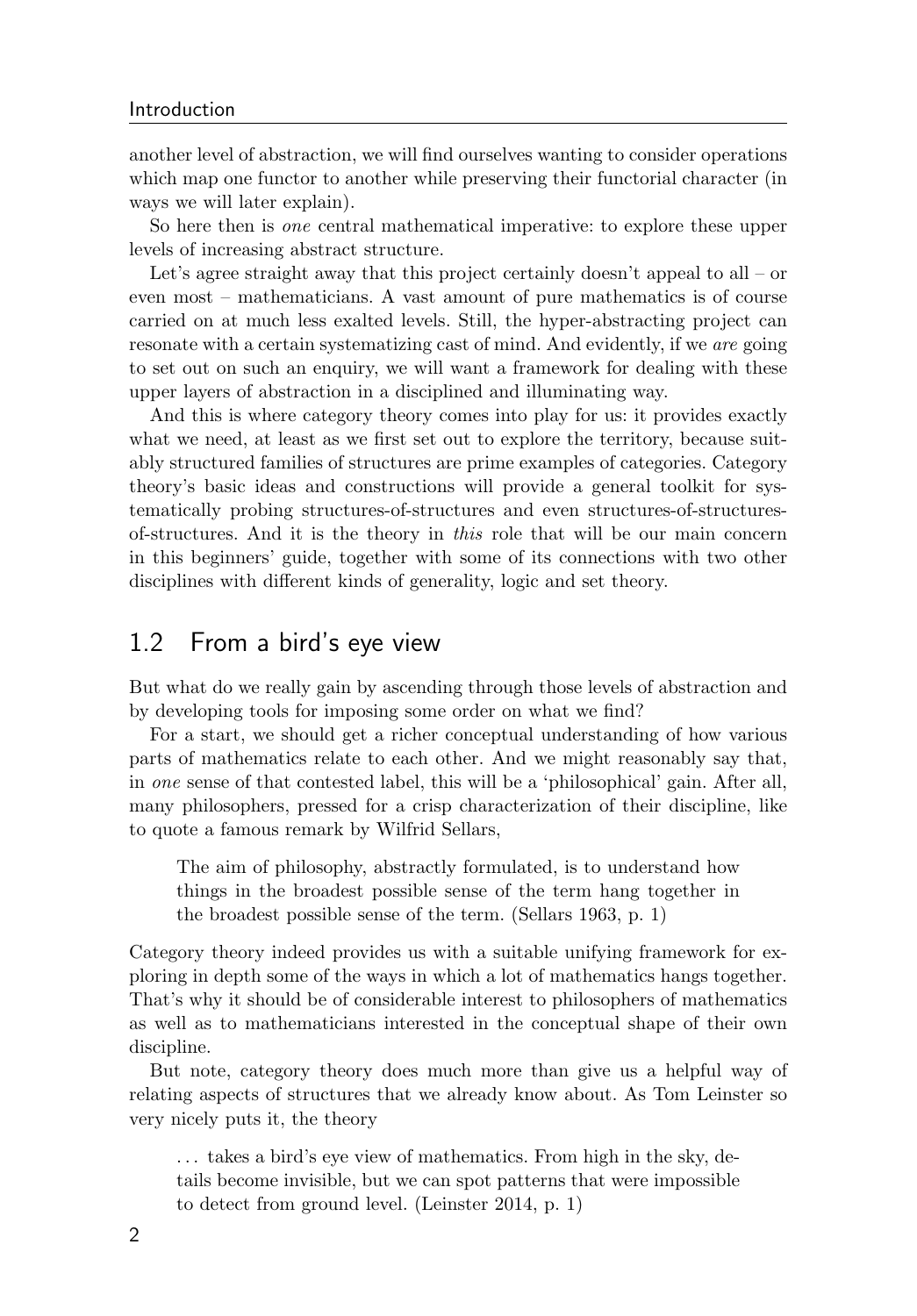another level of abstraction, we will find ourselves wanting to consider operations which map one functor to another while preserving their functorial character (in ways we will later explain).

So here then is *one* central mathematical imperative: to explore these upper levels of increasing abstract structure.

Let's agree straight away that this project certainly doesn't appeal to all – or even most – mathematicians. A vast amount of pure mathematics is of course carried on at much less exalted levels. Still, the hyper-abstracting project can resonate with a certain systematizing cast of mind. And evidently, if we *are* going to set out on such an enquiry, we will want a framework for dealing with these upper layers of abstraction in a disciplined and illuminating way.

And this is where category theory comes into play for us: it provides exactly what we need, at least as we first set out to explore the territory, because suitably structured families of structures are prime examples of categories. Category theory's basic ideas and constructions will provide a general toolkit for systematically probing structures-of-structures and even structures-of-structures-of-structures. And it is the theory in *this* role that will be our main concern in this beginners' guide, together with some of its connections with two other disciplines with different kinds of generality, logic and set theory.

## 1.2 From a bird's eye view

But what do we really gain by ascending through those levels of abstraction and by developing tools for imposing some order on what we find?

For a start, we should get a richer conceptual understanding of how various parts of mathematics relate to each other. And we might reasonably say that, in *one* sense of that contested label, this will be a 'philosophical' gain. After all, many philosophers, pressed for a crisp characterization of their discipline, like to quote a famous remark by Wilfrid Sellars,

> The aim of philosophy, abstractly formulated, is to understand how things in the broadest possible sense of the term hang together in the broadest possible sense of the term. (Sellars 1963, p. 1)

Category theory indeed provides us with a suitable unifying framework for exploring in depth some of the ways in which a lot of mathematics hangs together. That's why it should be of considerable interest to philosophers of mathematics as well as to mathematicians interested in the conceptual shape of their own discipline.

But note, category theory does much more than give us a helpful way of relating aspects of structures that we already know about. As Tom Leinster so very nicely puts it, the theory

> ... takes a bird's eye view of mathematics. From high in the sky, details become invisible, but we can spot patterns that were impossible to detect from ground level. (Leinster 2014, p. 1)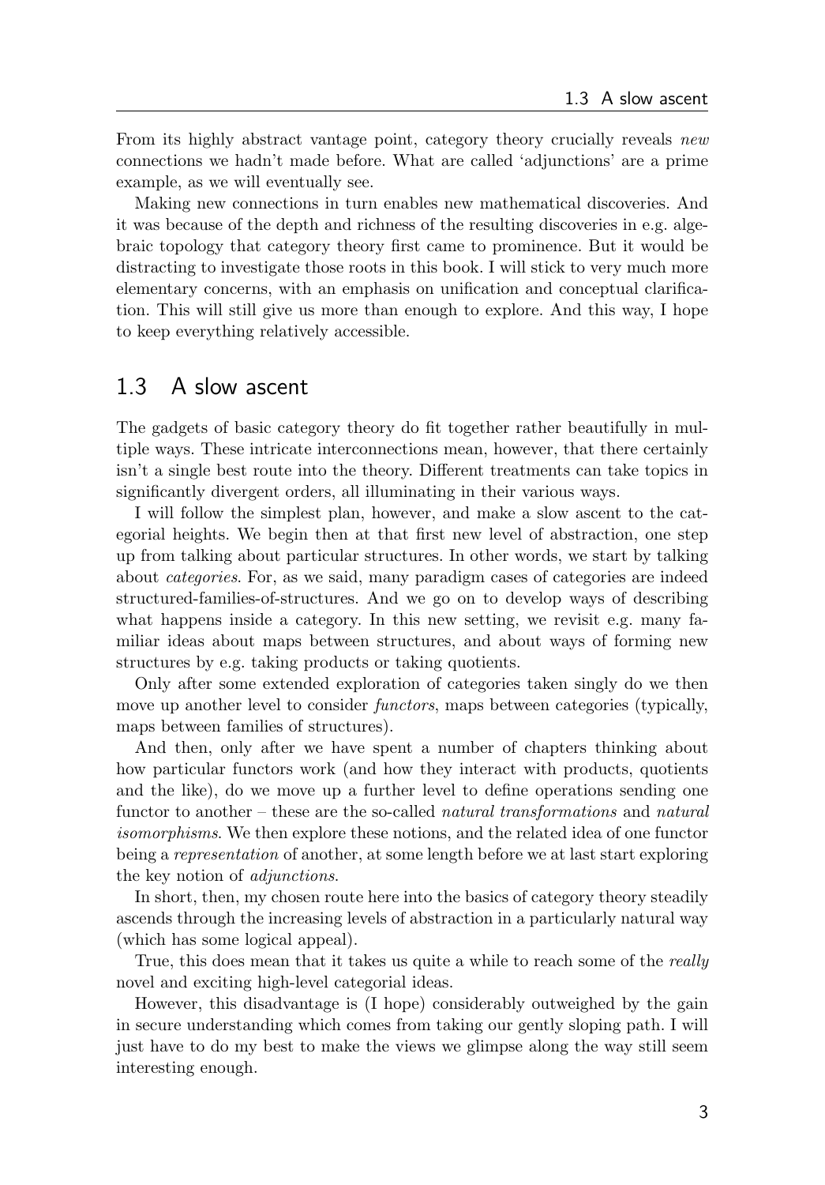From its highly abstract vantage point, category theory crucially reveals *new* connections we hadn't made before. What are called 'adjunctions' are a prime example, as we will eventually see.

Making new connections in turn enables new mathematical discoveries. And it was because of the depth and richness of the resulting discoveries in e.g. algebraic topology that category theory first came to prominence. But it would be distracting to investigate those roots in this book. I will stick to very much more elementary concerns, with an emphasis on unification and conceptual clarification. This will still give us more than enough to explore. And this way, I hope to keep everything relatively accessible.

## 1.3 A slow ascent

The gadgets of basic category theory do fit together rather beautifully in multiple ways. These intricate interconnections mean, however, that there certainly isn't a single best route into the theory. Different treatments can take topics in significantly divergent orders, all illuminating in their various ways.

I will follow the simplest plan, however, and make a slow ascent to the categorial heights. We begin then at that first new level of abstraction, one step up from talking about particular structures. In other words, we start by talking about *categories*. For, as we said, many paradigm cases of categories are indeed structured-families-of-structures. And we go on to develop ways of describing what happens inside a category. In this new setting, we revisit e.g. many familiar ideas about maps between structures, and about ways of forming new structures by e.g. taking products or taking quotients.

Only after some extended exploration of categories taken singly do we then move up another level to consider *functors*, maps between categories (typically, maps between families of structures).

And then, only after we have spent a number of chapters thinking about how particular functors work (and how they interact with products, quotients and the like), do we move up a further level to define operations sending one functor to another – these are the so-called *natural transformations* and *natural isomorphisms*. We then explore these notions, and the related idea of one functor being a *representation* of another, at some length before we at last start exploring the key notion of *adjunctions*.

In short, then, my chosen route here into the basics of category theory steadily ascends through the increasing levels of abstraction in a particularly natural way (which has some logical appeal).

True, this does mean that it takes us quite a while to reach some of the *really* novel and exciting high-level categorial ideas.

However, this disadvantage is (I hope) considerably outweighed by the gain in secure understanding which comes from taking our gently sloping path. I will just have to do my best to make the views we glimpse along the way still seem interesting enough.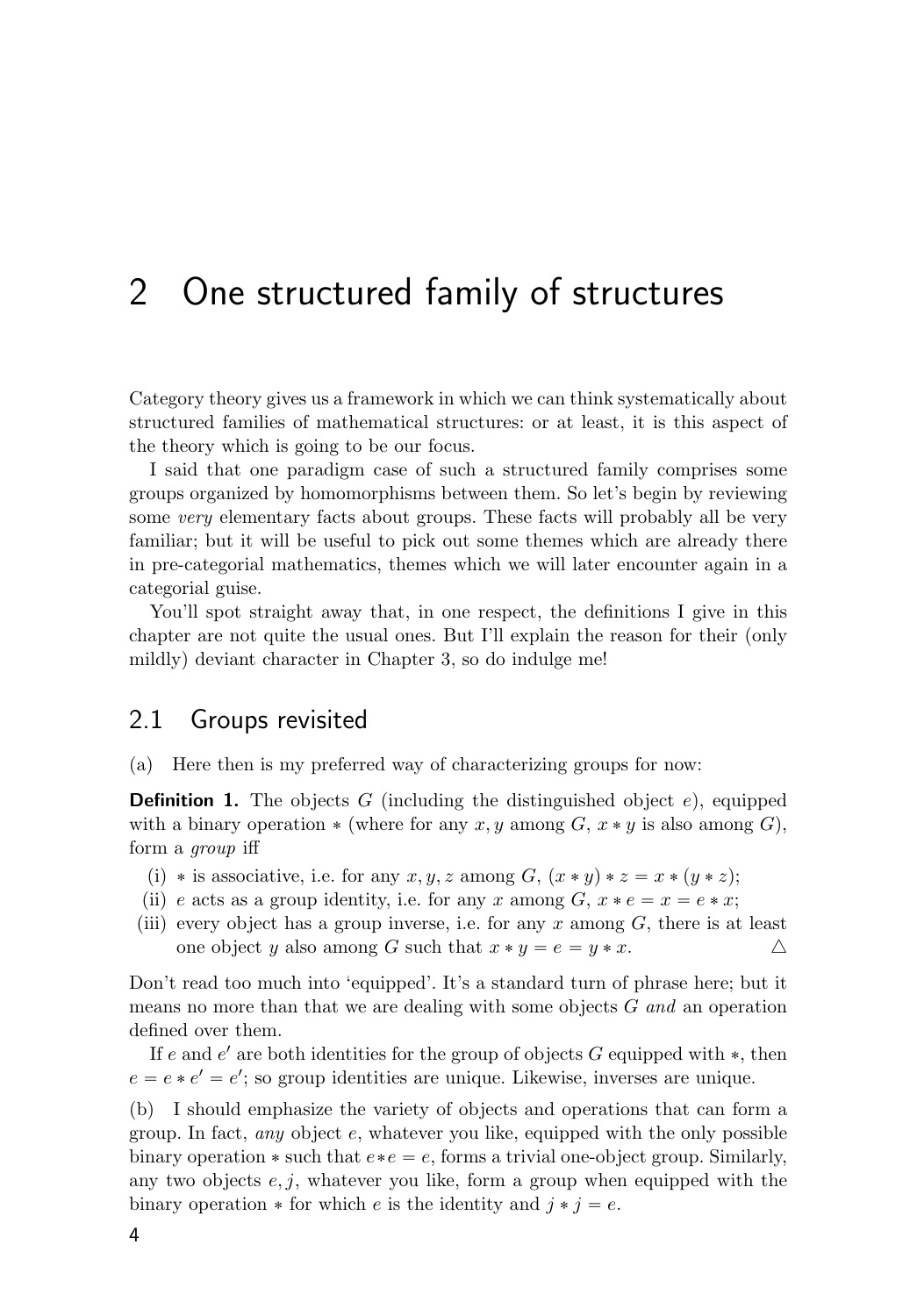# 2 One structured family of structures

Category theory gives us a framework in which we can think systematically about structured families of mathematical structures: or at least, it is this aspect of the theory which is going to be our focus.

I said that one paradigm case of such a structured family comprises some groups organized by homomorphisms between them. So let's begin by reviewing some *very* elementary facts about groups. These facts will probably all be very familiar; but it will be useful to pick out some themes which are already there in pre-categorial mathematics, themes which we will later encounter again in a categorial guise.

You'll spot straight away that, in one respect, the definitions I give in this chapter are not quite the usual ones. But I'll explain the reason for their (only mildly) deviant character in Chapter 3, so do indulge me!

## 2.1 Groups revisited

(a) Here then is my preferred way of characterizing groups for now:

**Definition 1.** The objects $G$ (including the distinguished object $e$), equipped with a binary operation $*$ (where for any $x, y$ among $G$, $x * y$ is also among $G$), form a *group* iff

(i) $*$ is associative, i.e. for any $x, y, z$ among $G$, $(x * y) * z = x * (y * z)$;

(ii) $e$ acts as a group identity, i.e. for any $x$ among $G$, $x * e = x = e * x$;

(iii) every object has a group inverse, i.e. for any $x$ among $G$, there is at least one object $y$ also among $G$ such that $x * y = e = y * x$. △

Don't read too much into 'equipped'. It's a standard turn of phrase here; but it means no more than that we are dealing with some objects $G$ *and* an operation defined over them.

If $e$ and $e'$ are both identities for the group of objects $G$ equipped with $*$, then $e = e * e' = e'$; so group identities are unique. Likewise, inverses are unique.

(b) I should emphasize the variety of objects and operations that can form a group. In fact, *any* object $e$, whatever you like, equipped with the only possible binary operation $*$ such that $e * e = e$, forms a trivial one-object group. Similarly, any two objects $e, j$, whatever you like, form a group when equipped with the binary operation $*$ for which $e$ is the identity and $j * j = e$.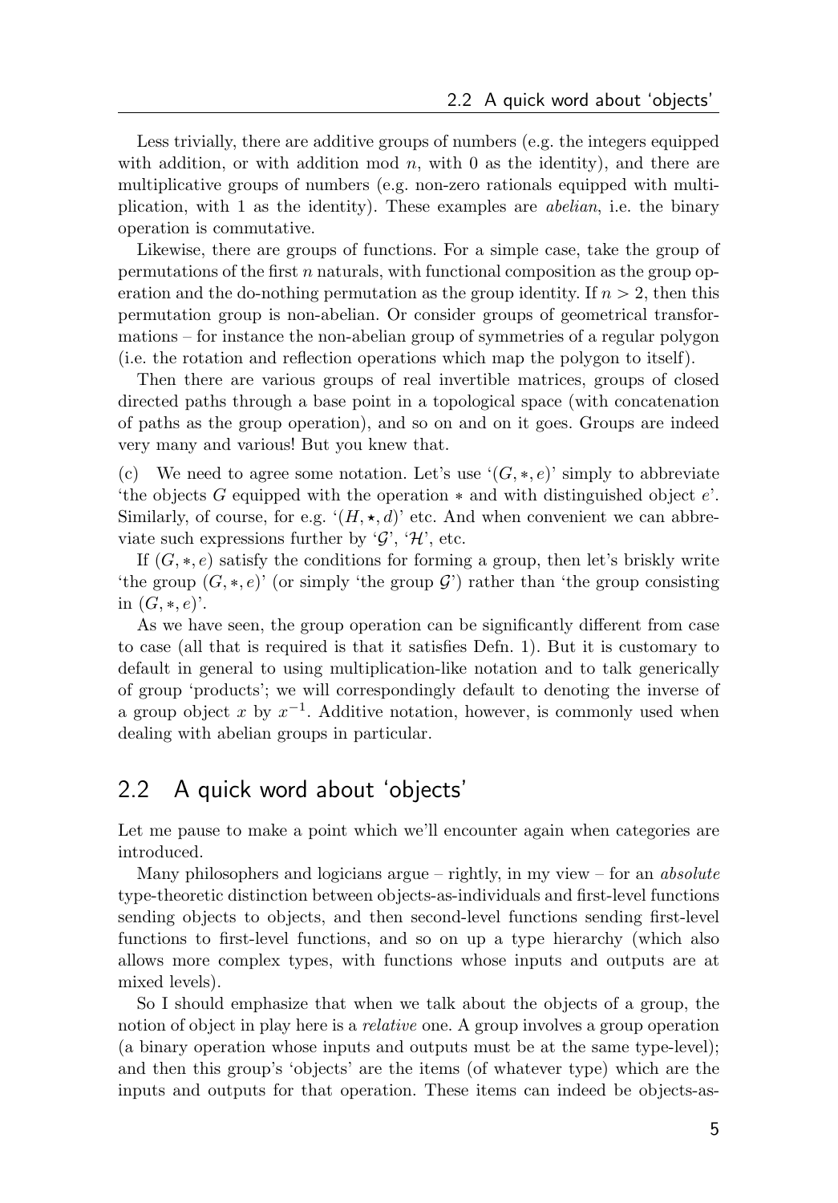Less trivially, there are additive groups of numbers (e.g. the integers equipped with addition, or with addition mod $n$, with 0 as the identity), and there are multiplicative groups of numbers (e.g. non-zero rationals equipped with multiplication, with 1 as the identity). These examples are *abelian*, i.e. the binary operation is commutative.

Likewise, there are groups of functions. For a simple case, take the group of permutations of the first $n$ naturals, with functional composition as the group operation and the do-nothing permutation as the group identity. If $n > 2$, then this permutation group is non-abelian. Or consider groups of geometrical transformations – for instance the non-abelian group of symmetries of a regular polygon (i.e. the rotation and reflection operations which map the polygon to itself).

Then there are various groups of real invertible matrices, groups of closed directed paths through a base point in a topological space (with concatenation of paths as the group operation), and so on and on it goes. Groups are indeed very many and various! But you knew that.

(c) We need to agree some notation. Let's use '$(G, *, e)$' simply to abbreviate 'the objects $G$ equipped with the operation $*$ and with distinguished object $e$'. Similarly, of course, for e.g. '$(H, \star, d)$' etc. And when convenient we can abbreviate such expressions further by '$\mathcal{G}$', '$\mathcal{H}$', etc.

If $(G, *, e)$ satisfy the conditions for forming a group, then let's briskly write 'the group $(G, *, e)$' (or simply 'the group $\mathcal{G}$') rather than 'the group consisting in $(G, *, e)$'.

As we have seen, the group operation can be significantly different from case to case (all that is required is that it satisfies Defn. 1). But it is customary to default in general to using multiplication-like notation and to talk generically of group 'products'; we will correspondingly default to denoting the inverse of a group object $x$ by $x^{-1}$. Additive notation, however, is commonly used when dealing with abelian groups in particular.

## 2.2 A quick word about 'objects'

Let me pause to make a point which we'll encounter again when categories are introduced.

Many philosophers and logicians argue – rightly, in my view – for an *absolute* type-theoretic distinction between objects-as-individuals and first-level functions sending objects to objects, and then second-level functions sending first-level functions to first-level functions, and so on up a type hierarchy (which also allows more complex types, with functions whose inputs and outputs are at mixed levels).

So I should emphasize that when we talk about the objects of a group, the notion of object in play here is a *relative* one. A group involves a group operation (a binary operation whose inputs and outputs must be at the same type-level); and then this group's 'objects' are the items (of whatever type) which are the inputs and outputs for that operation. These items can indeed be objects-as-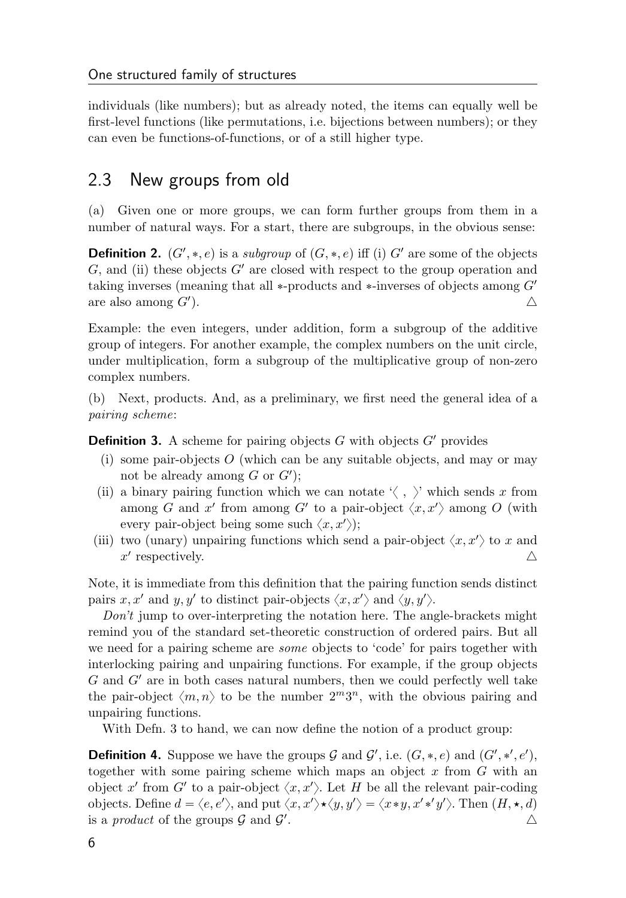individuals (like numbers); but as already noted, the items can equally well be first-level functions (like permutations, i.e. bijections between numbers); or they can even be functions-of-functions, or of a still higher type.

## 2.3 New groups from old

(a) Given one or more groups, we can form further groups from them in a number of natural ways. For a start, there are subgroups, in the obvious sense:

**Definition 2.** $(G', *, e)$ is a *subgroup* of $(G, *, e)$ iff (i) $G'$ are some of the objects $G$, and (ii) these objects $G'$ are closed with respect to the group operation and taking inverses (meaning that all $*$-products and $*$-inverses of objects among $G'$ are also among $G'$). △

Example: the even integers, under addition, form a subgroup of the additive group of integers. For another example, the complex numbers on the unit circle, under multiplication, form a subgroup of the multiplicative group of non-zero complex numbers.

(b) Next, products. And, as a preliminary, we first need the general idea of a *pairing scheme*:

**Definition 3.** A scheme for pairing objects $G$ with objects $G'$ provides

(i) some pair-objects $O$ (which can be any suitable objects, and may or may not be already among $G$ or $G'$);

(ii) a binary pairing function which we can notate '$\langle\ ,\ \rangle$' which sends $x$ from among $G$ and $x'$ from among $G'$ to a pair-object $\langle x, x' \rangle$ among $O$ (with every pair-object being some such $\langle x, x' \rangle$);

(iii) two (unary) unpairing functions which send a pair-object $\langle x, x' \rangle$ to $x$ and $x'$ respectively. △

Note, it is immediate from this definition that the pairing function sends distinct pairs $x, x'$ and $y, y'$ to distinct pair-objects $\langle x, x' \rangle$ and $\langle y, y' \rangle$.

*Don't* jump to over-interpreting the notation here. The angle-brackets might remind you of the standard set-theoretic construction of ordered pairs. But all we need for a pairing scheme are *some* objects to 'code' for pairs together with interlocking pairing and unpairing functions. For example, if the group objects $G$ and $G'$ are in both cases natural numbers, then we could perfectly well take the pair-object $\langle m, n \rangle$ to be the number $2^m 3^n$, with the obvious pairing and unpairing functions.

With Defn. 3 to hand, we can now define the notion of a product group:

**Definition 4.** Suppose we have the groups $\mathcal{G}$ and $\mathcal{G}'$, i.e. $(G, *, e)$ and $(G', *', e')$, together with some pairing scheme which maps an object $x$ from $G$ with an object $x'$ from $G'$ to a pair-object $\langle x, x' \rangle$. Let $H$ be all the relevant pair-coding objects. Define $d = \langle e, e' \rangle$, and put $\langle x, x' \rangle \star \langle y, y' \rangle = \langle x * y, x' *' y' \rangle$. Then $(H, \star, d)$ is a *product* of the groups $\mathcal{G}$ and $\mathcal{G}'$. △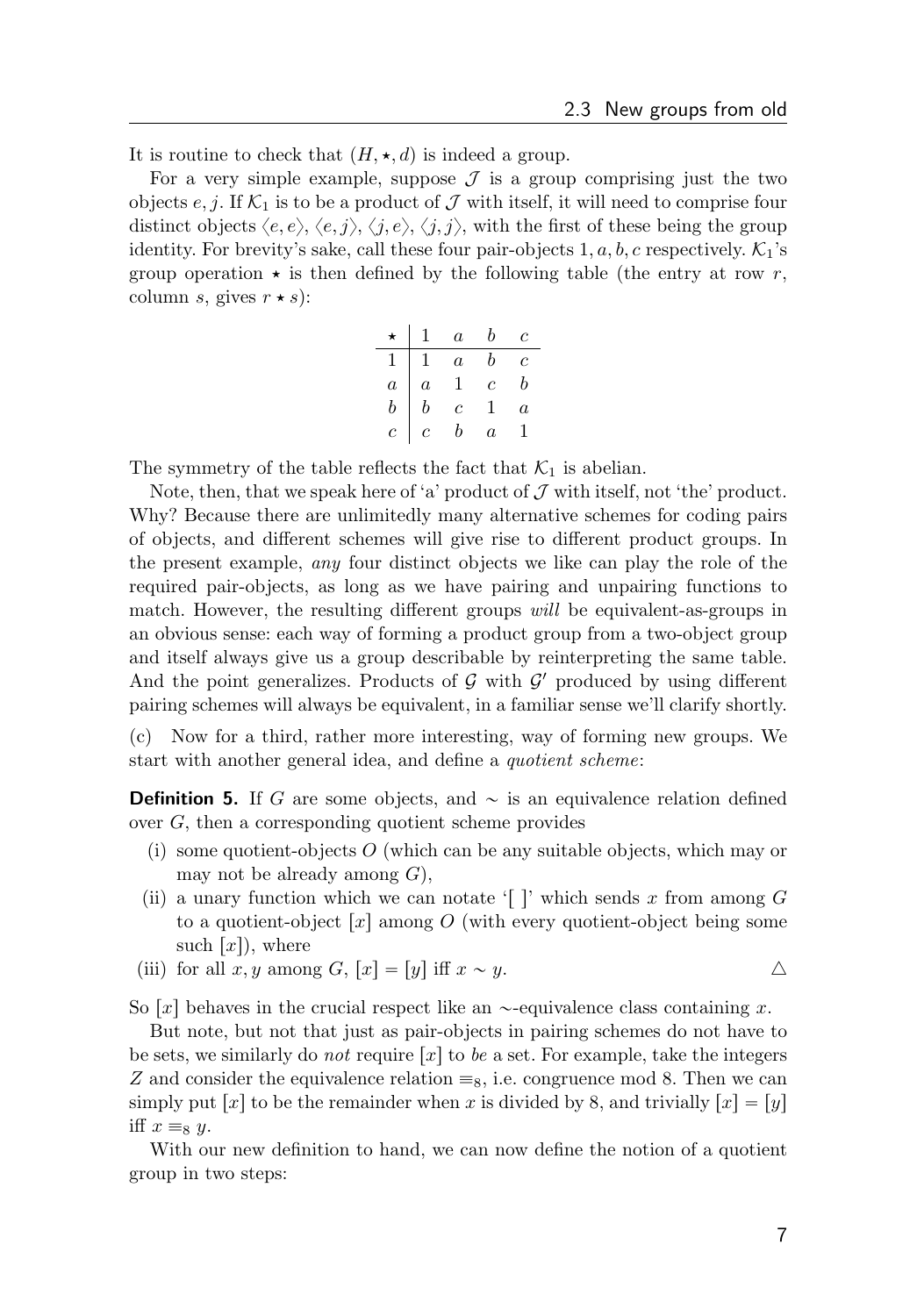It is routine to check that $(H, \star, d)$ is indeed a group.

For a very simple example, suppose $\mathcal{J}$ is a group comprising just the two objects $e, j$. If $\mathcal{K}_1$ is to be a product of $\mathcal{J}$ with itself, it will need to comprise four distinct objects $\langle e, e\rangle$, $\langle e, j\rangle$, $\langle j, e\rangle$, $\langle j, j\rangle$, with the first of these being the group identity. For brevity's sake, call these four pair-objects $1, a, b, c$ respectively. $\mathcal{K}_1$'s group operation $\star$ is then defined by the following table (the entry at row $r$, column $s$, gives $r \star s$):

| $\star$ | $1$ | $a$ | $b$ | $c$ |
|---|---|---|---|---|
| $1$ | $1$ | $a$ | $b$ | $c$ |
| $a$ | $a$ | $1$ | $c$ | $b$ |
| $b$ | $b$ | $c$ | $1$ | $a$ |
| $c$ | $c$ | $b$ | $a$ | $1$ |

The symmetry of the table reflects the fact that $\mathcal{K}_1$ is abelian.

Note, then, that we speak here of 'a' product of $\mathcal{J}$ with itself, not 'the' product. Why? Because there are unlimitedly many alternative schemes for coding pairs of objects, and different schemes will give rise to different product groups. In the present example, *any* four distinct objects we like can play the role of the required pair-objects, as long as we have pairing and unpairing functions to match. However, the resulting different groups *will* be equivalent-as-groups in an obvious sense: each way of forming a product group from a two-object group and itself always give us a group describable by reinterpreting the same table. And the point generalizes. Products of $\mathcal{G}$ with $\mathcal{G}'$ produced by using different pairing schemes will always be equivalent, in a familiar sense we'll clarify shortly.

(c) Now for a third, rather more interesting, way of forming new groups. We start with another general idea, and define a *quotient scheme*:

**Definition 5.** If $G$ are some objects, and $\sim$ is an equivalence relation defined over $G$, then a corresponding quotient scheme provides

(i) some quotient-objects $O$ (which can be any suitable objects, which may or may not be already among $G$),

(ii) a unary function which we can notate '[ ]' which sends $x$ from among $G$ to a quotient-object $[x]$ among $O$ (with every quotient-object being some such $[x]$), where

(iii) for all $x, y$ among $G$, $[x] = [y]$ iff $x \sim y$. △

So $[x]$ behaves in the crucial respect like an $\sim$-equivalence class containing $x$.

But note, but not that just as pair-objects in pairing schemes do not have to be sets, we similarly do *not* require $[x]$ to *be* a set. For example, take the integers $Z$ and consider the equivalence relation $\equiv_8$, i.e. congruence mod 8. Then we can simply put $[x]$ to be the remainder when $x$ is divided by 8, and trivially $[x] = [y]$ iff $x \equiv_8 y$.

With our new definition to hand, we can now define the notion of a quotient group in two steps: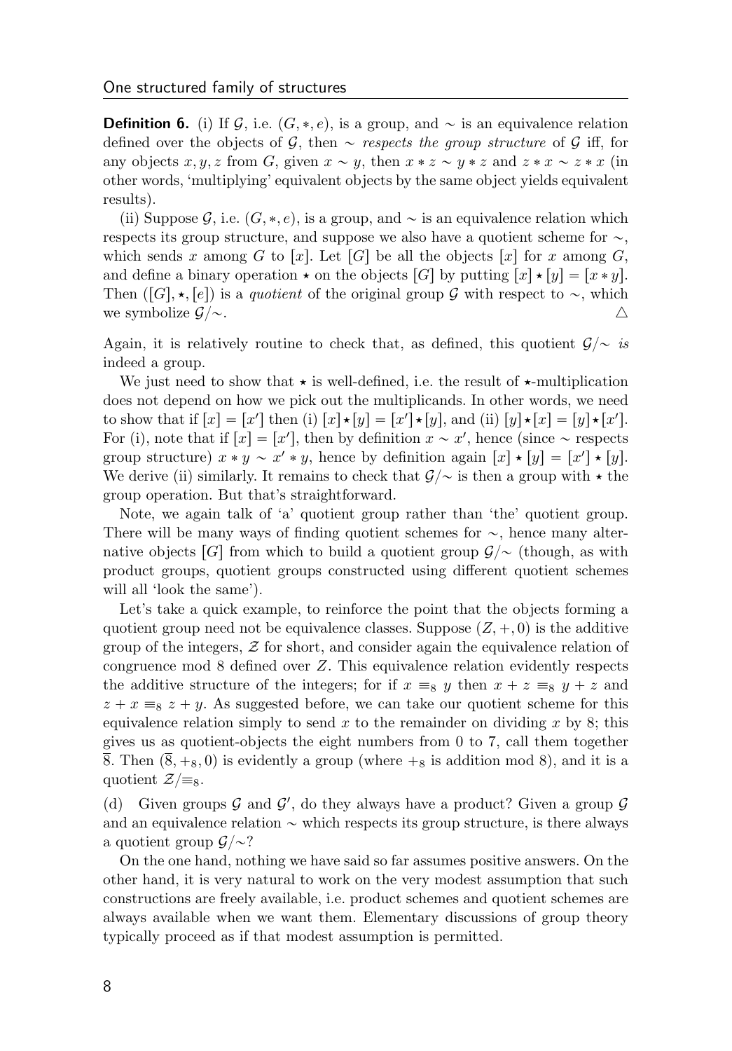**Definition 6.** (i) If $\mathcal{G}$, i.e. $(G, *, e)$, is a group, and $\sim$ is an equivalence relation defined over the objects of $\mathcal{G}$, then $\sim$ *respects the group structure* of $\mathcal{G}$ iff, for any objects $x, y, z$ from $G$, given $x \sim y$, then $x * z \sim y * z$ and $z * x \sim z * x$ (in other words, 'multiplying' equivalent objects by the same object yields equivalent results).

(ii) Suppose $\mathcal{G}$, i.e. $(G, *, e)$, is a group, and $\sim$ is an equivalence relation which respects its group structure, and suppose we also have a quotient scheme for $\sim$, which sends $x$ among $G$ to $[x]$. Let $[G]$ be all the objects $[x]$ for $x$ among $G$, and define a binary operation $\star$ on the objects $[G]$ by putting $[x] \star [y] = [x * y]$. Then $([G], \star, [e])$ is a *quotient* of the original group $\mathcal{G}$ with respect to $\sim$, which we symbolize $\mathcal{G}/\sim$. △

Again, it is relatively routine to check that, as defined, this quotient $\mathcal{G}/\sim$ *is* indeed a group.

We just need to show that $\star$ is well-defined, i.e. the result of $\star$-multiplication does not depend on how we pick out the multiplicands. In other words, we need to show that if $[x] = [x']$ then (i) $[x] \star [y] = [x'] \star [y]$, and (ii) $[y] \star [x] = [y] \star [x']$. For (i), note that if $[x] = [x']$, then by definition $x \sim x'$, hence (since $\sim$ respects group structure) $x * y \sim x' * y$, hence by definition again $[x] \star [y] = [x'] \star [y]$. We derive (ii) similarly. It remains to check that $\mathcal{G}/\sim$ is then a group with $\star$ the group operation. But that's straightforward.

Note, we again talk of 'a' quotient group rather than 'the' quotient group. There will be many ways of finding quotient schemes for $\sim$, hence many alternative objects $[G]$ from which to build a quotient group $\mathcal{G}/\sim$ (though, as with product groups, quotient groups constructed using different quotient schemes will all 'look the same').

Let's take a quick example, to reinforce the point that the objects forming a quotient group need not be equivalence classes. Suppose $(Z, +, 0)$ is the additive group of the integers, $\mathcal{Z}$ for short, and consider again the equivalence relation of congruence mod 8 defined over $Z$. This equivalence relation evidently respects the additive structure of the integers; for if $x \equiv_8 y$ then $x + z \equiv_8 y + z$ and $z + x \equiv_8 z + y$. As suggested before, we can take our quotient scheme for this equivalence relation simply to send $x$ to the remainder on dividing $x$ by 8; this gives us as quotient-objects the eight numbers from 0 to 7, call them together $\overline{8}$. Then $(\overline{8}, +_8, 0)$ is evidently a group (where $+_8$ is addition mod 8), and it is a quotient $\mathcal{Z}/{\equiv_8}$.

(d) Given groups $\mathcal{G}$ and $\mathcal{G}'$, do they always have a product? Given a group $\mathcal{G}$ and an equivalence relation $\sim$ which respects its group structure, is there always a quotient group $\mathcal{G}/\sim$?

On the one hand, nothing we have said so far assumes positive answers. On the other hand, it is very natural to work on the very modest assumption that such constructions are freely available, i.e. product schemes and quotient schemes are always available when we want them. Elementary discussions of group theory typically proceed as if that modest assumption is permitted.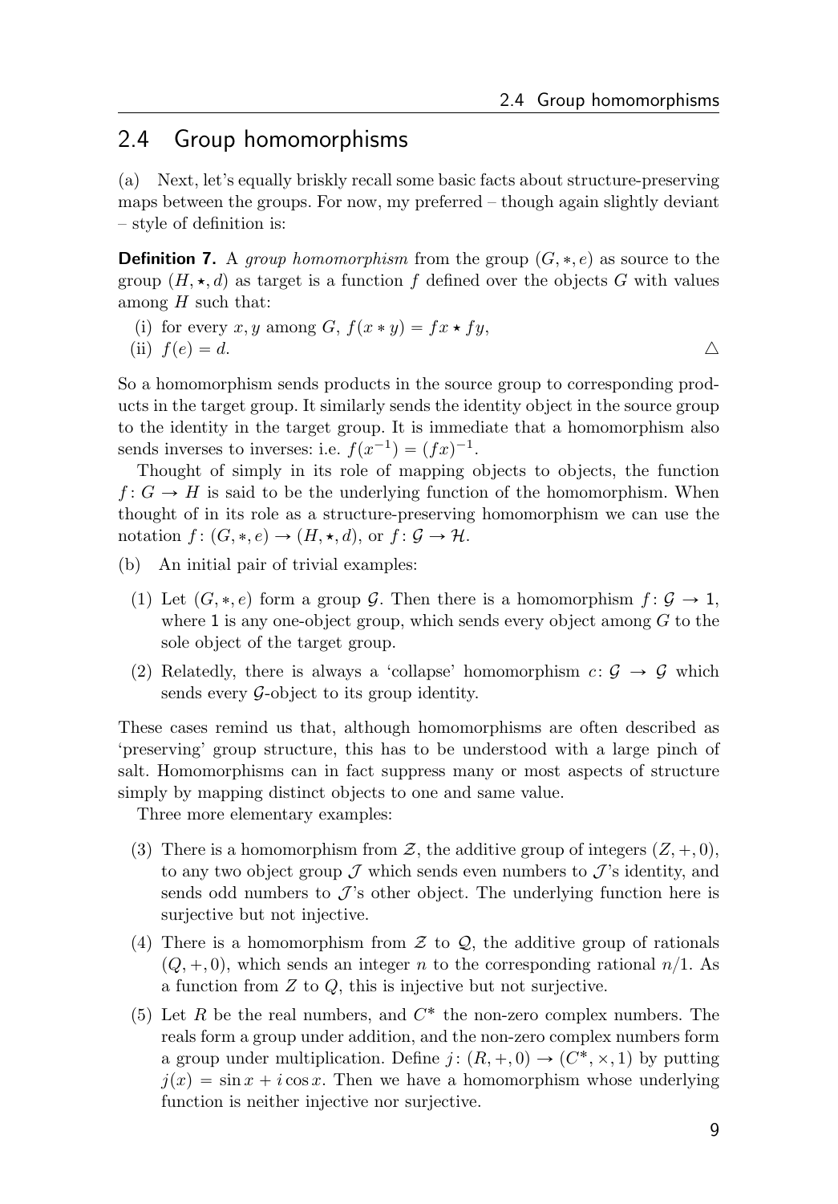## 2.4 Group homomorphisms

(a) Next, let's equally briskly recall some basic facts about structure-preserving maps between the groups. For now, my preferred – though again slightly deviant – style of definition is:

**Definition 7.** A *group homomorphism* from the group $(G, *, e)$ as source to the group $(H, \star, d)$ as target is a function $f$ defined over the objects $G$ with values among $H$ such that:

(i) for every $x, y$ among $G$, $f(x * y) = fx \star fy$,

(ii) $f(e) = d$. △

So a homomorphism sends products in the source group to corresponding products in the target group. It similarly sends the identity object in the source group to the identity in the target group. It is immediate that a homomorphism also sends inverses to inverses: i.e. $f(x^{-1}) = (fx)^{-1}$.

Thought of simply in its role of mapping objects to objects, the function $f\colon G \to H$ is said to be the underlying function of the homomorphism. When thought of in its role as a structure-preserving homomorphism we can use the notation $f\colon (G, *, e) \to (H, \star, d)$, or $f\colon \mathcal{G} \to \mathcal{H}$.

(b) An initial pair of trivial examples:

(1) Let $(G, *, e)$ form a group $\mathcal{G}$. Then there is a homomorphism $f\colon \mathcal{G} \to \mathsf{1}$, where $\mathsf{1}$ is any one-object group, which sends every object among $G$ to the sole object of the target group.

(2) Relatedly, there is always a 'collapse' homomorphism $c\colon \mathcal{G} \to \mathcal{G}$ which sends every $\mathcal{G}$-object to its group identity.

These cases remind us that, although homomorphisms are often described as 'preserving' group structure, this has to be understood with a large pinch of salt. Homomorphisms can in fact suppress many or most aspects of structure simply by mapping distinct objects to one and same value.

Three more elementary examples:

(3) There is a homomorphism from $\mathcal{Z}$, the additive group of integers $(Z, +, 0)$, to any two object group $\mathcal{J}$ which sends even numbers to $\mathcal{J}$'s identity, and sends odd numbers to $\mathcal{J}$'s other object. The underlying function here is surjective but not injective.

(4) There is a homomorphism from $\mathcal{Z}$ to $\mathcal{Q}$, the additive group of rationals $(Q, +, 0)$, which sends an integer $n$ to the corresponding rational $n/1$. As a function from $Z$ to $Q$, this is injective but not surjective.

(5) Let $R$ be the real numbers, and $C^*$ the non-zero complex numbers. The reals form a group under addition, and the non-zero complex numbers form a group under multiplication. Define $j\colon (R, +, 0) \to (C^*, \times, 1)$ by putting $j(x) = \sin x + i \cos x$. Then we have a homomorphism whose underlying function is neither injective nor surjective.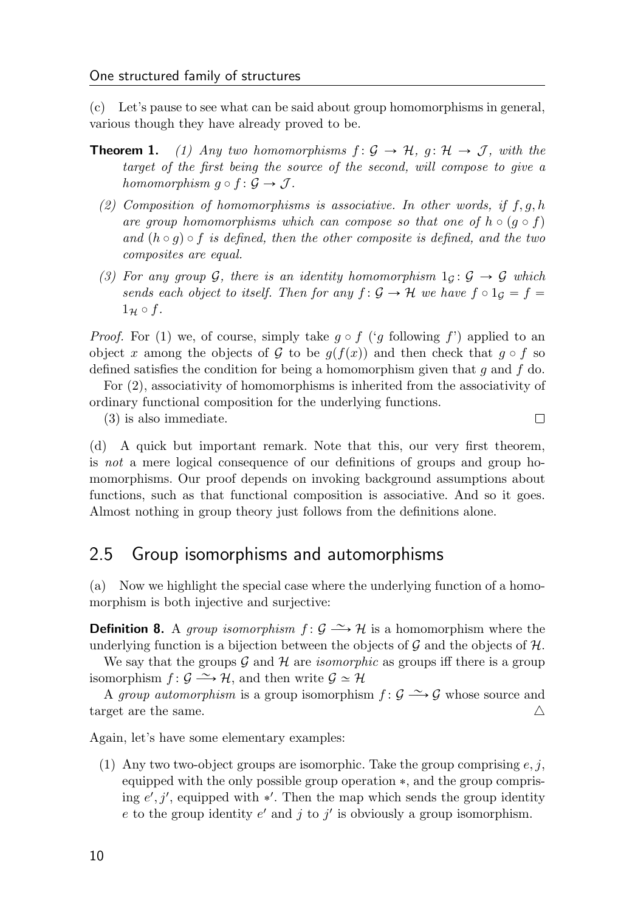(c) Let's pause to see what can be said about group homomorphisms in general, various though they have already proved to be.

**Theorem 1.** *(1) Any two homomorphisms $f\colon \mathcal{G} \to \mathcal{H}$, $g\colon \mathcal{H} \to \mathcal{J}$, with the target of the first being the source of the second, will compose to give a homomorphism $g \circ f\colon \mathcal{G} \to \mathcal{J}$.*

*(2) Composition of homomorphisms is associative. In other words, if $f, g, h$ are group homomorphisms which can compose so that one of $h \circ (g \circ f)$ and $(h \circ g) \circ f$ is defined, then the other composite is defined, and the two composites are equal.*

*(3) For any group $\mathcal{G}$, there is an identity homomorphism $1_{\mathcal{G}}\colon \mathcal{G} \to \mathcal{G}$ which sends each object to itself. Then for any $f\colon \mathcal{G} \to \mathcal{H}$ we have $f \circ 1_{\mathcal{G}} = f = 1_{\mathcal{H}} \circ f$.*

*Proof.* For (1) we, of course, simply take $g \circ f$ ('$g$ following $f$') applied to an object $x$ among the objects of $\mathcal{G}$ to be $g(f(x))$ and then check that $g \circ f$ so defined satisfies the condition for being a homomorphism given that $g$ and $f$ do.

For (2), associativity of homomorphisms is inherited from the associativity of ordinary functional composition for the underlying functions.

(3) is also immediate. □

(d) A quick but important remark. Note that this, our very first theorem, is *not* a mere logical consequence of our definitions of groups and group homomorphisms. Our proof depends on invoking background assumptions about functions, such as that functional composition is associative. And so it goes. Almost nothing in group theory just follows from the definitions alone.

## 2.5 Group isomorphisms and automorphisms

(a) Now we highlight the special case where the underlying function of a homomorphism is both injective and surjective:

**Definition 8.** A *group isomorphism* $f\colon \mathcal{G} \xrightarrow{\sim} \mathcal{H}$ is a homomorphism where the underlying function is a bijection between the objects of $\mathcal{G}$ and the objects of $\mathcal{H}$.

We say that the groups $\mathcal{G}$ and $\mathcal{H}$ are *isomorphic* as groups iff there is a group isomorphism $f\colon \mathcal{G} \xrightarrow{\sim} \mathcal{H}$, and then write $\mathcal{G} \simeq \mathcal{H}$

A *group automorphism* is a group isomorphism $f\colon \mathcal{G} \xrightarrow{\sim} \mathcal{G}$ whose source and target are the same. △

Again, let's have some elementary examples:

(1) Any two two-object groups are isomorphic. Take the group comprising $e, j$, equipped with the only possible group operation $*$, and the group comprising $e', j'$, equipped with $*'$. Then the map which sends the group identity $e$ to the group identity $e'$ and $j$ to $j'$ is obviously a group isomorphism.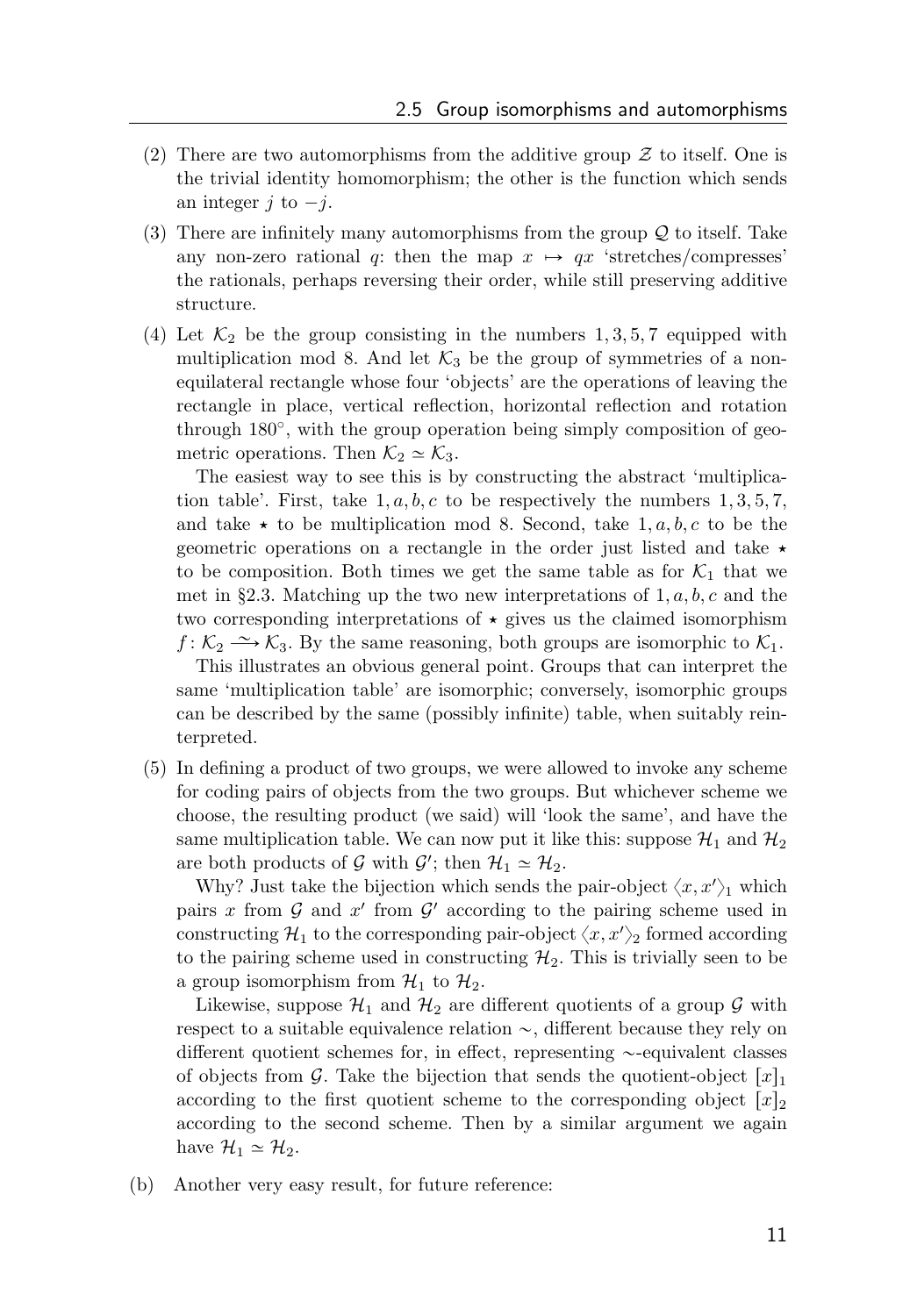(2) There are two automorphisms from the additive group $\mathcal{Z}$ to itself. One is the trivial identity homomorphism; the other is the function which sends an integer $j$ to $-j$.

(3) There are infinitely many automorphisms from the group $\mathcal{Q}$ to itself. Take any non-zero rational $q$: then the map $x \mapsto qx$ 'stretches/compresses' the rationals, perhaps reversing their order, while still preserving additive structure.

(4) Let $\mathcal{K}_2$ be the group consisting in the numbers $1, 3, 5, 7$ equipped with multiplication mod 8. And let $\mathcal{K}_3$ be the group of symmetries of a non-equilateral rectangle whose four 'objects' are the operations of leaving the rectangle in place, vertical reflection, horizontal reflection and rotation through $180°$, with the group operation being simply composition of geometric operations. Then $\mathcal{K}_2 \simeq \mathcal{K}_3$.

The easiest way to see this is by constructing the abstract 'multiplication table'. First, take $1, a, b, c$ to be respectively the numbers $1, 3, 5, 7$, and take $\star$ to be multiplication mod 8. Second, take $1, a, b, c$ to be the geometric operations on a rectangle in the order just listed and take $\star$ to be composition. Both times we get the same table as for $\mathcal{K}_1$ that we met in §2.3. Matching up the two new interpretations of $1, a, b, c$ and the two corresponding interpretations of $\star$ gives us the claimed isomorphism $f\colon \mathcal{K}_2 \xrightarrow{\sim} \mathcal{K}_3$. By the same reasoning, both groups are isomorphic to $\mathcal{K}_1$.

This illustrates an obvious general point. Groups that can interpret the same 'multiplication table' are isomorphic; conversely, isomorphic groups can be described by the same (possibly infinite) table, when suitably reinterpreted.

(5) In defining a product of two groups, we were allowed to invoke any scheme for coding pairs of objects from the two groups. But whichever scheme we choose, the resulting product (we said) will 'look the same', and have the same multiplication table. We can now put it like this: suppose $\mathcal{H}_1$ and $\mathcal{H}_2$ are both products of $\mathcal{G}$ with $\mathcal{G}'$; then $\mathcal{H}_1 \simeq \mathcal{H}_2$.

Why? Just take the bijection which sends the pair-object $\langle x, x' \rangle_1$ which pairs $x$ from $\mathcal{G}$ and $x'$ from $\mathcal{G}'$ according to the pairing scheme used in constructing $\mathcal{H}_1$ to the corresponding pair-object $\langle x, x' \rangle_2$ formed according to the pairing scheme used in constructing $\mathcal{H}_2$. This is trivially seen to be a group isomorphism from $\mathcal{H}_1$ to $\mathcal{H}_2$.

Likewise, suppose $\mathcal{H}_1$ and $\mathcal{H}_2$ are different quotients of a group $\mathcal{G}$ with respect to a suitable equivalence relation $\sim$, different because they rely on different quotient schemes for, in effect, representing $\sim$-equivalent classes of objects from $\mathcal{G}$. Take the bijection that sends the quotient-object $[x]_1$ according to the first quotient scheme to the corresponding object $[x]_2$ according to the second scheme. Then by a similar argument we again have $\mathcal{H}_1 \simeq \mathcal{H}_2$.

(b) Another very easy result, for future reference: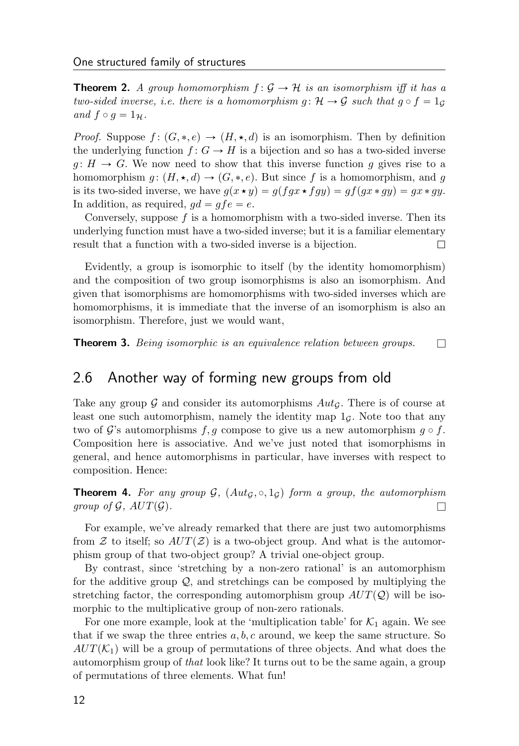**Theorem 2.** *A group homomorphism $f\colon \mathcal{G} \to \mathcal{H}$ is an isomorphism iff it has a two-sided inverse, i.e. there is a homomorphism $g\colon \mathcal{H} \to \mathcal{G}$ such that $g \circ f = 1_{\mathcal{G}}$ and $f \circ g = 1_{\mathcal{H}}$.*

*Proof.* Suppose $f\colon (G, *, e) \to (H, \star, d)$ is an isomorphism. Then by definition the underlying function $f\colon G \to H$ is a bijection and so has a two-sided inverse $g\colon H \to G$. We now need to show that this inverse function $g$ gives rise to a homomorphism $g\colon (H, \star, d) \to (G, *, e)$. But since $f$ is a homomorphism, and $g$ is its two-sided inverse, we have $g(x \star y) = g(fgx \star fgy) = gf(gx * gy) = gx * gy$. In addition, as required, $gd = gfe = e$.

Conversely, suppose $f$ is a homomorphism with a two-sided inverse. Then its underlying function must have a two-sided inverse; but it is a familiar elementary result that a function with a two-sided inverse is a bijection. □

Evidently, a group is isomorphic to itself (by the identity homomorphism) and the composition of two group isomorphisms is also an isomorphism. And given that isomorphisms are homomorphisms with two-sided inverses which are homomorphisms, it is immediate that the inverse of an isomorphism is also an isomorphism. Therefore, just we would want,

**Theorem 3.** *Being isomorphic is an equivalence relation between groups.* □

## 2.6 Another way of forming new groups from old

Take any group $\mathcal{G}$ and consider its automorphisms $Aut_{\mathcal{G}}$. There is of course at least one such automorphism, namely the identity map $1_{\mathcal{G}}$. Note too that any two of $\mathcal{G}$'s automorphisms $f, g$ compose to give us a new automorphism $g \circ f$. Composition here is associative. And we've just noted that isomorphisms in general, and hence automorphisms in particular, have inverses with respect to composition. Hence:

**Theorem 4.** *For any group $\mathcal{G}$, $(Aut_{\mathcal{G}}, \circ, 1_{\mathcal{G}})$ form a group, the automorphism group of $\mathcal{G}$, $AUT(\mathcal{G})$.* □

For example, we've already remarked that there are just two automorphisms from $\mathcal{Z}$ to itself; so $AUT(\mathcal{Z})$ is a two-object group. And what is the automorphism group of that two-object group? A trivial one-object group.

By contrast, since 'stretching by a non-zero rational' is an automorphism for the additive group $\mathcal{Q}$, and stretchings can be composed by multiplying the stretching factor, the corresponding automorphism group $AUT(\mathcal{Q})$ will be isomorphic to the multiplicative group of non-zero rationals.

For one more example, look at the 'multiplication table' for $\mathcal{K}_1$ again. We see that if we swap the three entries $a, b, c$ around, we keep the same structure. So $AUT(\mathcal{K}_1)$ will be a group of permutations of three objects. And what does the automorphism group of *that* look like? It turns out to be the same again, a group of permutations of three elements. What fun!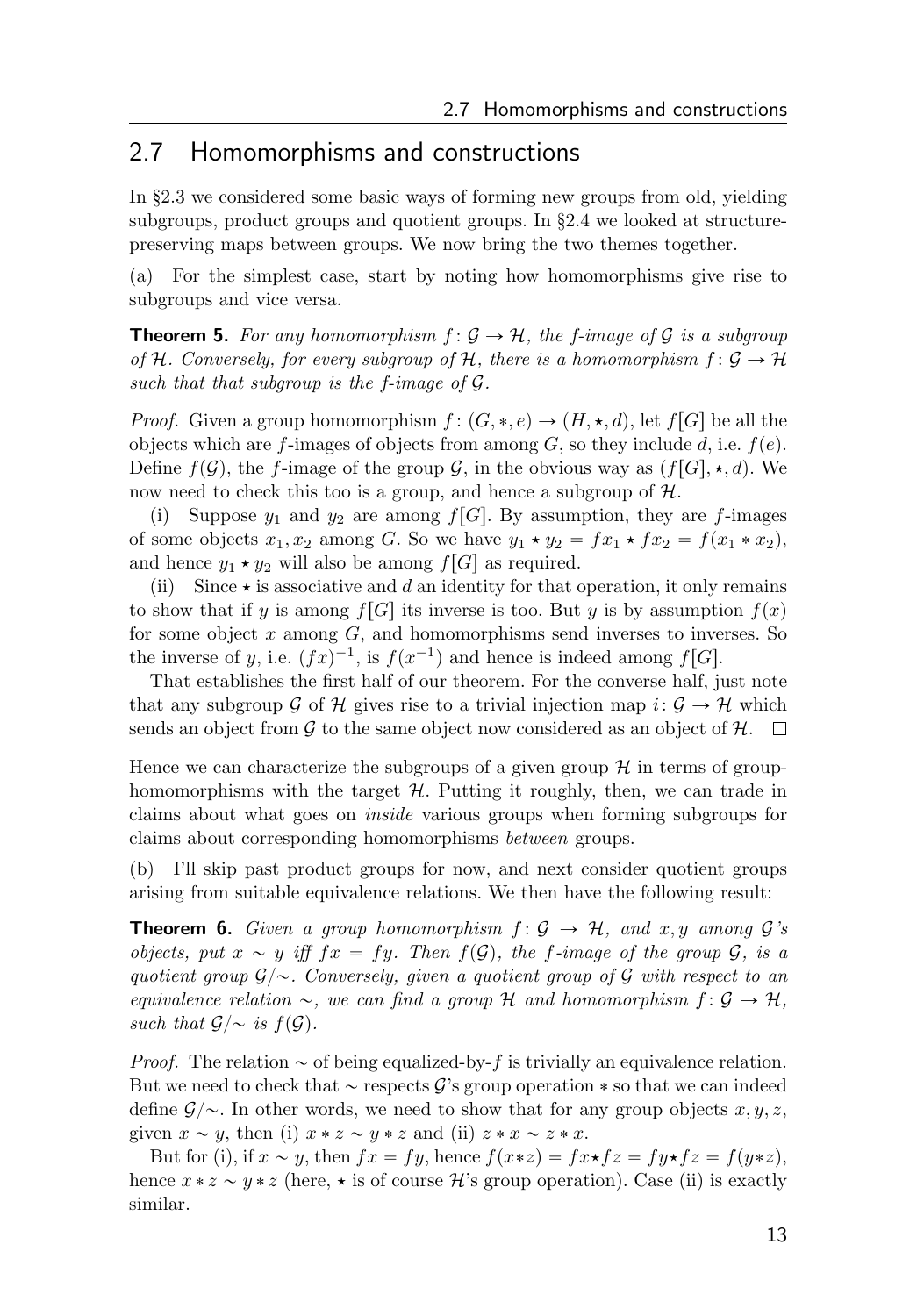## 2.7 Homomorphisms and constructions

In §2.3 we considered some basic ways of forming new groups from old, yielding subgroups, product groups and quotient groups. In §2.4 we looked at structure-preserving maps between groups. We now bring the two themes together.

(a) For the simplest case, start by noting how homomorphisms give rise to subgroups and vice versa.

**Theorem 5.** *For any homomorphism $f\colon \mathcal{G} \to \mathcal{H}$, the $f$-image of $\mathcal{G}$ is a subgroup of $\mathcal{H}$. Conversely, for every subgroup of $\mathcal{H}$, there is a homomorphism $f\colon \mathcal{G} \to \mathcal{H}$ such that that subgroup is the $f$-image of $\mathcal{G}$.*

*Proof.* Given a group homomorphism $f\colon (G, *, e) \to (H, \star, d)$, let $f[G]$ be all the objects which are $f$-images of objects from among $G$, so they include $d$, i.e. $f(e)$. Define $f(\mathcal{G})$, the $f$-image of the group $\mathcal{G}$, in the obvious way as $(f[G], \star, d)$. We now need to check this too is a group, and hence a subgroup of $\mathcal{H}$.

(i) Suppose $y_1$ and $y_2$ are among $f[G]$. By assumption, they are $f$-images of some objects $x_1, x_2$ among $G$. So we have $y_1 \star y_2 = fx_1 \star fx_2 = f(x_1 * x_2)$, and hence $y_1 \star y_2$ will also be among $f[G]$ as required.

(ii) Since $\star$ is associative and $d$ an identity for that operation, it only remains to show that if $y$ is among $f[G]$ its inverse is too. But $y$ is by assumption $f(x)$ for some object $x$ among $G$, and homomorphisms send inverses to inverses. So the inverse of $y$, i.e. $(fx)^{-1}$, is $f(x^{-1})$ and hence is indeed among $f[G]$.

That establishes the first half of our theorem. For the converse half, just note that any subgroup $\mathcal{G}$ of $\mathcal{H}$ gives rise to a trivial injection map $i\colon \mathcal{G} \to \mathcal{H}$ which sends an object from $\mathcal{G}$ to the same object now considered as an object of $\mathcal{H}$. $\square$

Hence we can characterize the subgroups of a given group $\mathcal{H}$ in terms of group-homomorphisms with the target $\mathcal{H}$. Putting it roughly, then, we can trade in claims about what goes on *inside* various groups when forming subgroups for claims about corresponding homomorphisms *between* groups.

(b) I'll skip past product groups for now, and next consider quotient groups arising from suitable equivalence relations. We then have the following result:

**Theorem 6.** *Given a group homomorphism $f\colon \mathcal{G} \to \mathcal{H}$, and $x, y$ among $\mathcal{G}$'s objects, put $x \sim y$ iff $fx = fy$. Then $f(\mathcal{G})$, the $f$-image of the group $\mathcal{G}$, is a quotient group $\mathcal{G}/{\sim}$. Conversely, given a quotient group of $\mathcal{G}$ with respect to an equivalence relation $\sim$, we can find a group $\mathcal{H}$ and homomorphism $f\colon \mathcal{G} \to \mathcal{H}$, such that $\mathcal{G}/{\sim}$ is $f(\mathcal{G})$.*

*Proof.* The relation $\sim$ of being equalized-by-$f$ is trivially an equivalence relation. But we need to check that $\sim$ respects $\mathcal{G}$'s group operation $*$ so that we can indeed define $\mathcal{G}/{\sim}$. In other words, we need to show that for any group objects $x, y, z$, given $x \sim y$, then (i) $x * z \sim y * z$ and (ii) $z * x \sim z * x$.

But for (i), if $x \sim y$, then $fx = fy$, hence $f(x*z) = fx \star fz = fy \star fz = f(y*z)$, hence $x * z \sim y * z$ (here, $\star$ is of course $\mathcal{H}$'s group operation). Case (ii) is exactly similar.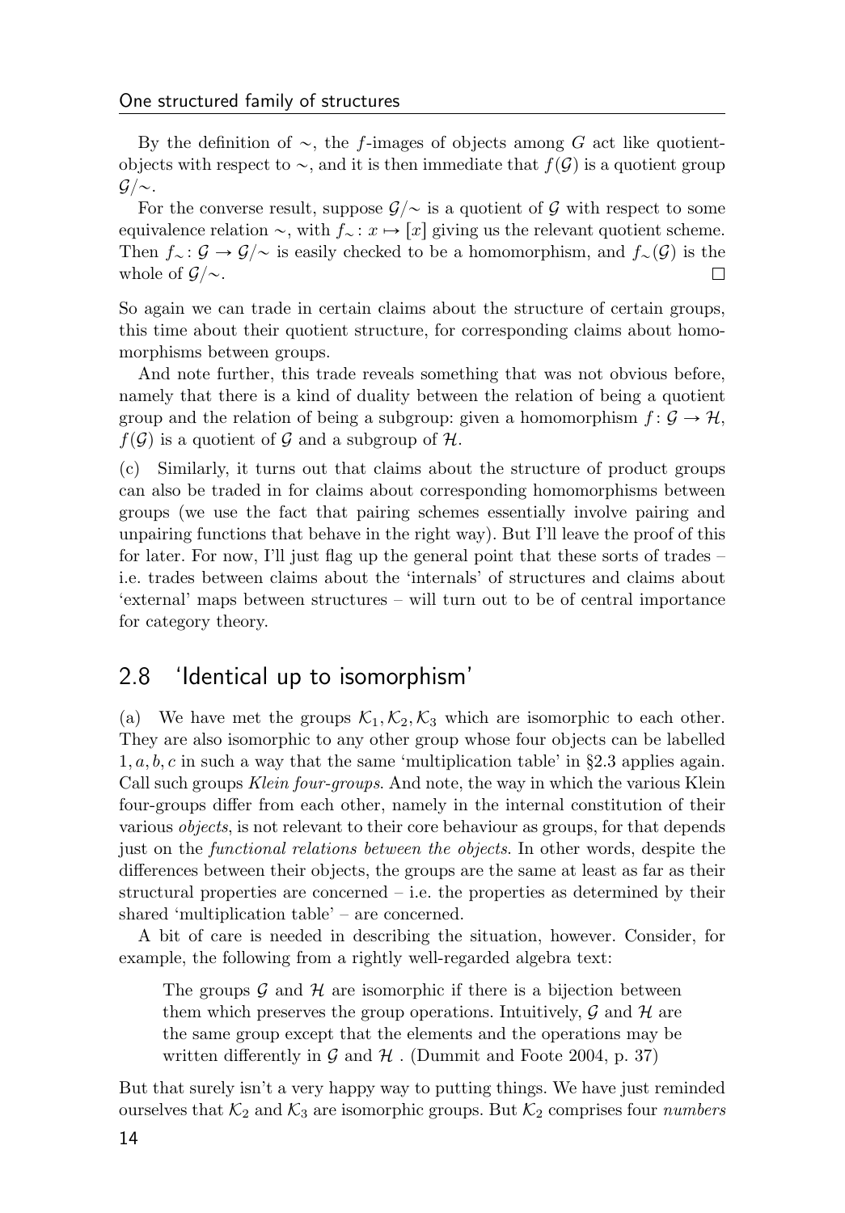By the definition of $\sim$, the $f$-images of objects among $G$ act like quotient-objects with respect to $\sim$, and it is then immediate that $f(\mathcal{G})$ is a quotient group $\mathcal{G}/\!\sim$.

For the converse result, suppose $\mathcal{G}/\!\sim$ is a quotient of $\mathcal{G}$ with respect to some equivalence relation $\sim$, with $f_\sim \colon x \mapsto [x]$ giving us the relevant quotient scheme. Then $f_\sim \colon \mathcal{G} \to \mathcal{G}/\!\sim$ is easily checked to be a homomorphism, and $f_\sim(\mathcal{G})$ is the whole of $\mathcal{G}/\!\sim$. $\square$

So again we can trade in certain claims about the structure of certain groups, this time about their quotient structure, for corresponding claims about homomorphisms between groups.

And note further, this trade reveals something that was not obvious before, namely that there is a kind of duality between the relation of being a quotient group and the relation of being a subgroup: given a homomorphism $f \colon \mathcal{G} \to \mathcal{H}$, $f(\mathcal{G})$ is a quotient of $\mathcal{G}$ and a subgroup of $\mathcal{H}$.

(c) Similarly, it turns out that claims about the structure of product groups can also be traded in for claims about corresponding homomorphisms between groups (we use the fact that pairing schemes essentially involve pairing and unpairing functions that behave in the right way). But I'll leave the proof of this for later. For now, I'll just flag up the general point that these sorts of trades – i.e. trades between claims about the 'internals' of structures and claims about 'external' maps between structures – will turn out to be of central importance for category theory.

## 2.8 'Identical up to isomorphism'

(a) We have met the groups $\mathcal{K}_1, \mathcal{K}_2, \mathcal{K}_3$ which are isomorphic to each other. They are also isomorphic to any other group whose four objects can be labelled $1, a, b, c$ in such a way that the same 'multiplication table' in §2.3 applies again. Call such groups *Klein four-groups*. And note, the way in which the various Klein four-groups differ from each other, namely in the internal constitution of their various *objects*, is not relevant to their core behaviour as groups, for that depends just on the *functional relations between the objects*. In other words, despite the differences between their objects, the groups are the same at least as far as their structural properties are concerned – i.e. the properties as determined by their shared 'multiplication table' – are concerned.

A bit of care is needed in describing the situation, however. Consider, for example, the following from a rightly well-regarded algebra text:

> The groups $\mathcal{G}$ and $\mathcal{H}$ are isomorphic if there is a bijection between them which preserves the group operations. Intuitively, $\mathcal{G}$ and $\mathcal{H}$ are the same group except that the elements and the operations may be written differently in $\mathcal{G}$ and $\mathcal{H}$ . (Dummit and Foote 2004, p. 37)

But that surely isn't a very happy way to putting things. We have just reminded ourselves that $\mathcal{K}_2$ and $\mathcal{K}_3$ are isomorphic groups. But $\mathcal{K}_2$ comprises four *numbers*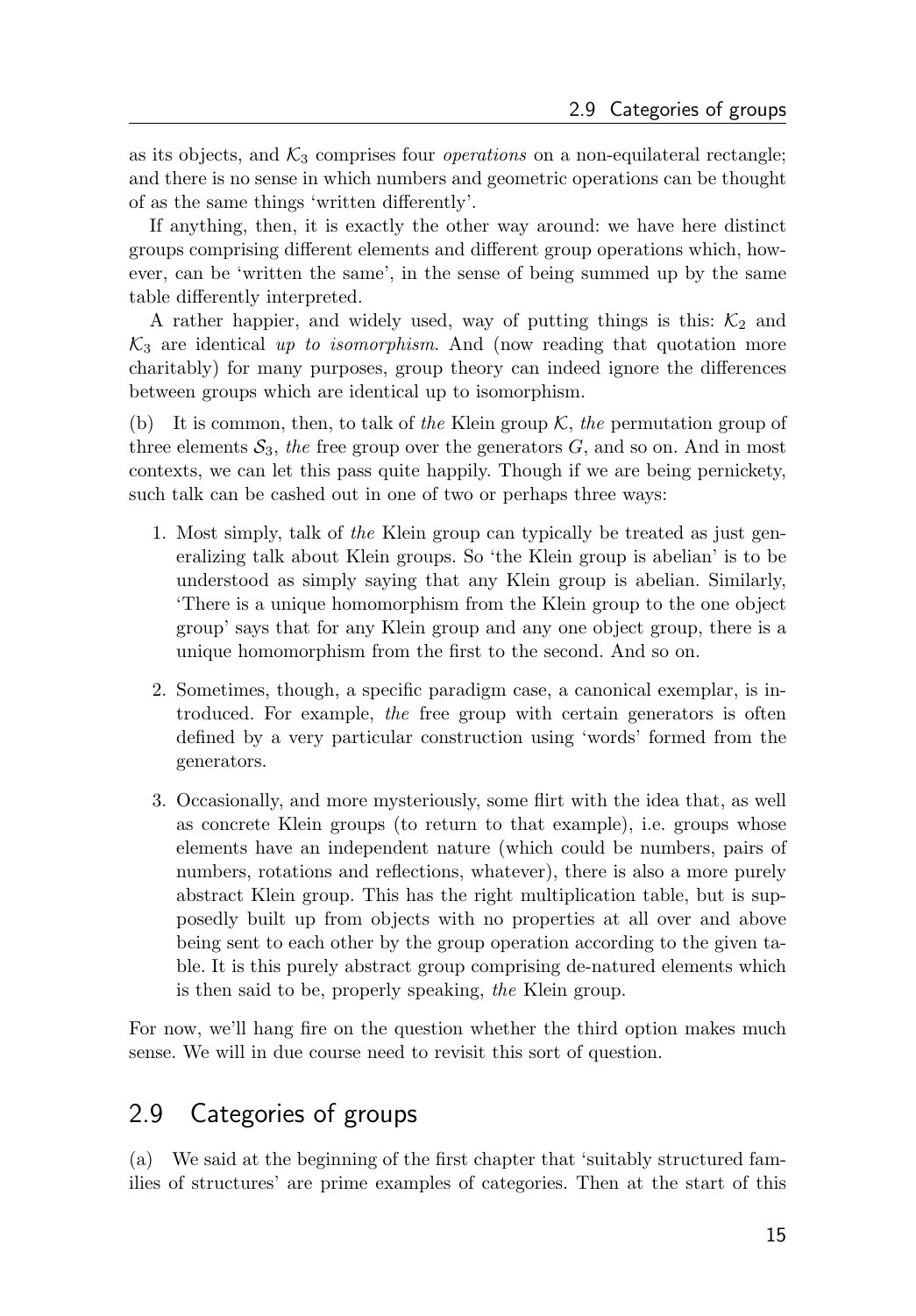as its objects, and $\mathcal{K}_3$ comprises four *operations* on a non-equilateral rectangle; and there is no sense in which numbers and geometric operations can be thought of as the same things 'written differently'.

If anything, then, it is exactly the other way around: we have here distinct groups comprising different elements and different group operations which, however, can be 'written the same', in the sense of being summed up by the same table differently interpreted.

A rather happier, and widely used, way of putting things is this: $\mathcal{K}_2$ and $\mathcal{K}_3$ are identical *up to isomorphism*. And (now reading that quotation more charitably) for many purposes, group theory can indeed ignore the differences between groups which are identical up to isomorphism.

(b) It is common, then, to talk of *the* Klein group $\mathcal{K}$, *the* permutation group of three elements $\mathcal{S}_3$, *the* free group over the generators $G$, and so on. And in most contexts, we can let this pass quite happily. Though if we are being pernickety, such talk can be cashed out in one of two or perhaps three ways:

1. Most simply, talk of *the* Klein group can typically be treated as just generalizing talk about Klein groups. So 'the Klein group is abelian' is to be understood as simply saying that any Klein group is abelian. Similarly, 'There is a unique homomorphism from the Klein group to the one object group' says that for any Klein group and any one object group, there is a unique homomorphism from the first to the second. And so on.

2. Sometimes, though, a specific paradigm case, a canonical exemplar, is introduced. For example, *the* free group with certain generators is often defined by a very particular construction using 'words' formed from the generators.

3. Occasionally, and more mysteriously, some flirt with the idea that, as well as concrete Klein groups (to return to that example), i.e. groups whose elements have an independent nature (which could be numbers, pairs of numbers, rotations and reflections, whatever), there is also a more purely abstract Klein group. This has the right multiplication table, but is supposedly built up from objects with no properties at all over and above being sent to each other by the group operation according to the given table. It is this purely abstract group comprising de-natured elements which is then said to be, properly speaking, *the* Klein group.

For now, we'll hang fire on the question whether the third option makes much sense. We will in due course need to revisit this sort of question.

## 2.9 Categories of groups

(a) We said at the beginning of the first chapter that 'suitably structured families of structures' are prime examples of categories. Then at the start of this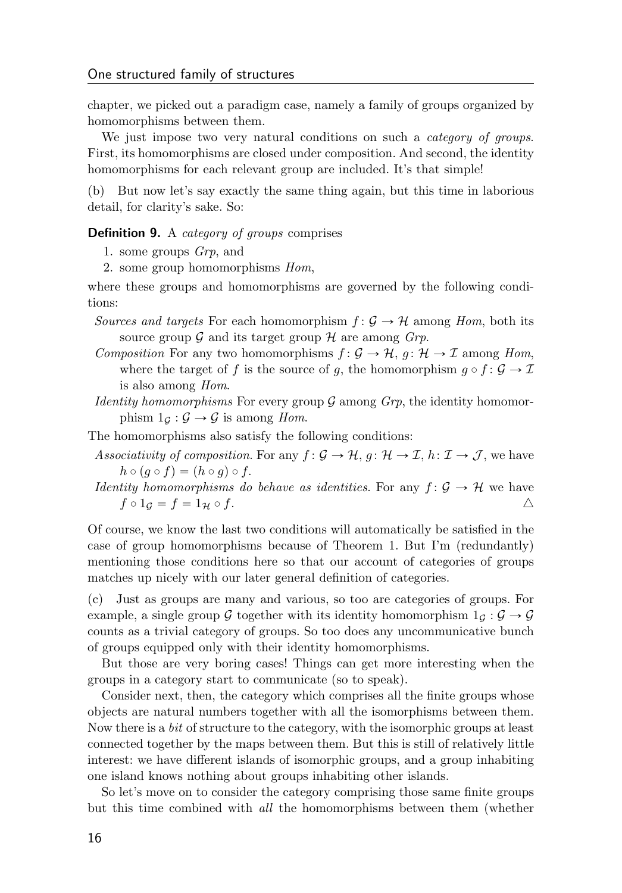chapter, we picked out a paradigm case, namely a family of groups organized by homomorphisms between them.

We just impose two very natural conditions on such a *category of groups*. First, its homomorphisms are closed under composition. And second, the identity homomorphisms for each relevant group are included. It's that simple!

(b) But now let's say exactly the same thing again, but this time in laborious detail, for clarity's sake. So:

**Definition 9.** A *category of groups* comprises

1. some groups *Grp*, and
2. some group homomorphisms *Hom*,

where these groups and homomorphisms are governed by the following conditions:

*Sources and targets* For each homomorphism $f : \mathcal{G} \to \mathcal{H}$ among *Hom*, both its source group $\mathcal{G}$ and its target group $\mathcal{H}$ are among *Grp*.

*Composition* For any two homomorphisms $f : \mathcal{G} \to \mathcal{H}$, $g : \mathcal{H} \to \mathcal{I}$ among *Hom*, where the target of $f$ is the source of $g$, the homomorphism $g \circ f : \mathcal{G} \to \mathcal{I}$ is also among *Hom*.

*Identity homomorphisms* For every group $\mathcal{G}$ among *Grp*, the identity homomorphism $1_{\mathcal{G}} : \mathcal{G} \to \mathcal{G}$ is among *Hom*.

The homomorphisms also satisfy the following conditions:

*Associativity of composition.* For any $f : \mathcal{G} \to \mathcal{H}$, $g : \mathcal{H} \to \mathcal{I}$, $h : \mathcal{I} \to \mathcal{J}$, we have $h \circ (g \circ f) = (h \circ g) \circ f$.

*Identity homomorphisms do behave as identities.* For any $f : \mathcal{G} \to \mathcal{H}$ we have $f \circ 1_{\mathcal{G}} = f = 1_{\mathcal{H}} \circ f$. △

Of course, we know the last two conditions will automatically be satisfied in the case of group homomorphisms because of Theorem 1. But I'm (redundantly) mentioning those conditions here so that our account of categories of groups matches up nicely with our later general definition of categories.

(c) Just as groups are many and various, so too are categories of groups. For example, a single group $\mathcal{G}$ together with its identity homomorphism $1_{\mathcal{G}} : \mathcal{G} \to \mathcal{G}$ counts as a trivial category of groups. So too does any uncommunicative bunch of groups equipped only with their identity homomorphisms.

But those are very boring cases! Things can get more interesting when the groups in a category start to communicate (so to speak).

Consider next, then, the category which comprises all the finite groups whose objects are natural numbers together with all the isomorphisms between them. Now there is a *bit* of structure to the category, with the isomorphic groups at least connected together by the maps between them. But this is still of relatively little interest: we have different islands of isomorphic groups, and a group inhabiting one island knows nothing about groups inhabiting other islands.

So let's move on to consider the category comprising those same finite groups but this time combined with *all* the homomorphisms between them (whether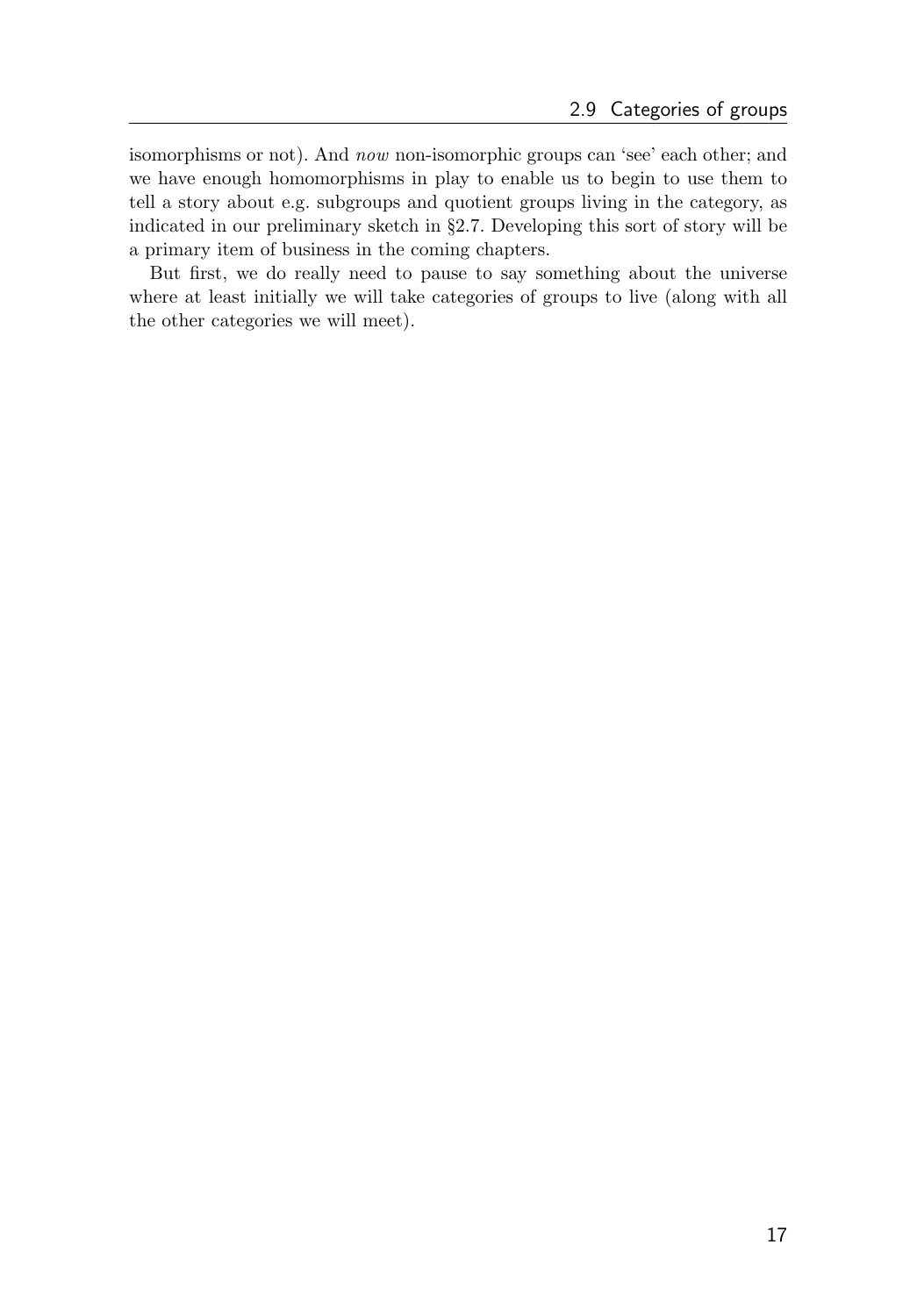isomorphisms or not). And *now* non-isomorphic groups can 'see' each other; and we have enough homomorphisms in play to enable us to begin to use them to tell a story about e.g. subgroups and quotient groups living in the category, as indicated in our preliminary sketch in §2.7. Developing this sort of story will be a primary item of business in the coming chapters.

But first, we do really need to pause to say something about the universe where at least initially we will take categories of groups to live (along with all the other categories we will meet).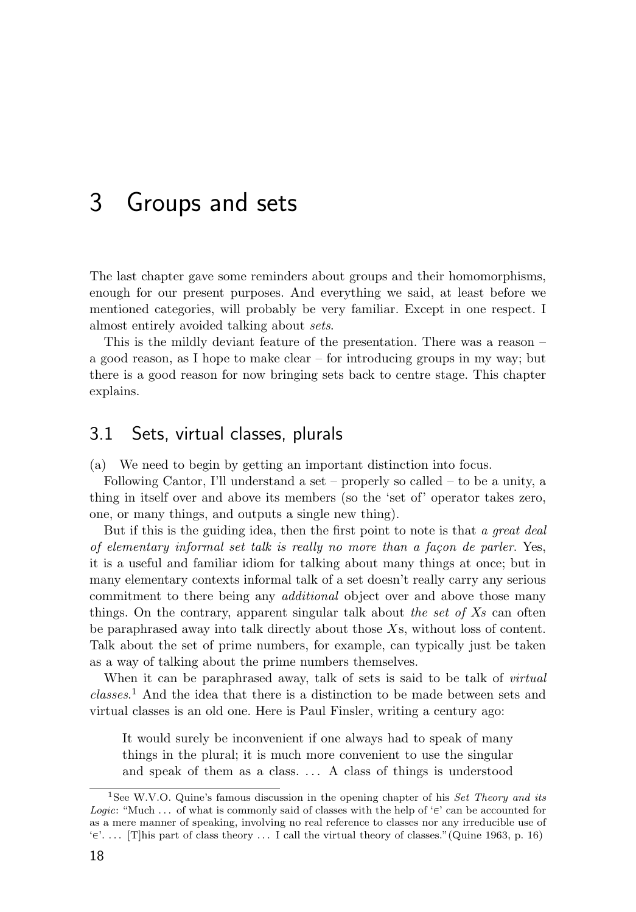// Transcription of page 24 of 4e11bb4f01ad

# 3 Groups and sets

The last chapter gave some reminders about groups and their homomorphisms, enough for our present purposes. And everything we said, at least before we mentioned categories, will probably be very familiar. Except in one respect. I almost entirely avoided talking about *sets*.

This is the mildly deviant feature of the presentation. There was a reason – a good reason, as I hope to make clear – for introducing groups in my way; but there is a good reason for now bringing sets back to centre stage. This chapter explains.

## 3.1 Sets, virtual classes, plurals

(a) We need to begin by getting an important distinction into focus.

Following Cantor, I'll understand a set – properly so called – to be a unity, a thing in itself over and above its members (so the 'set of' operator takes zero, one, or many things, and outputs a single new thing).

But if this is the guiding idea, then the first point to note is that *a great deal of elementary informal set talk is really no more than a façon de parler*. Yes, it is a useful and familiar idiom for talking about many things at once; but in many elementary contexts informal talk of a set doesn't really carry any serious commitment to there being any *additional* object over and above those many things. On the contrary, apparent singular talk about *the set of Xs* can often be paraphrased away into talk directly about those $X$s, without loss of content. Talk about the set of prime numbers, for example, can typically just be taken as a way of talking about the prime numbers themselves.

When it can be paraphrased away, talk of sets is said to be talk of *virtual classes*.[1] And the idea that there is a distinction to be made between sets and virtual classes is an old one. Here is Paul Finsler, writing a century ago:

> It would surely be inconvenient if one always had to speak of many things in the plural; it is much more convenient to use the singular and speak of them as a class. ... A class of things is understood

[1] See W.V.O. Quine's famous discussion in the opening chapter of his *Set Theory and its Logic*: "Much ... of what is commonly said of classes with the help of '$\in$' can be accounted for as a mere manner of speaking, involving no real reference to classes nor any irreducible use of '$\in$'. ... [T]his part of class theory ... I call the virtual theory of classes." (Quine 1963, p. 16)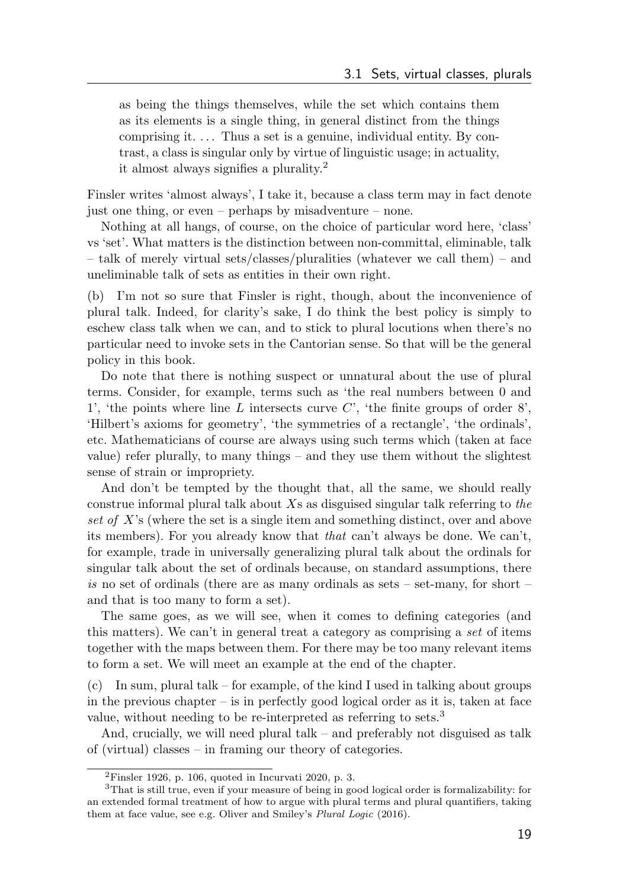as being the things themselves, while the set which contains them as its elements is a single thing, in general distinct from the things comprising it. . . . Thus a set is a genuine, individual entity. By contrast, a class is singular only by virtue of linguistic usage; in actuality, it almost always signifies a plurality.[2]

Finsler writes 'almost always', I take it, because a class term may in fact denote just one thing, or even – perhaps by misadventure – none.

Nothing at all hangs, of course, on the choice of particular word here, 'class' vs 'set'. What matters is the distinction between non-committal, eliminable, talk – talk of merely virtual sets/classes/pluralities (whatever we call them) – and uneliminable talk of sets as entities in their own right.

(b) I'm not so sure that Finsler is right, though, about the inconvenience of plural talk. Indeed, for clarity's sake, I do think the best policy is simply to eschew class talk when we can, and to stick to plural locutions when there's no particular need to invoke sets in the Cantorian sense. So that will be the general policy in this book.

Do note that there is nothing suspect or unnatural about the use of plural terms. Consider, for example, terms such as 'the real numbers between 0 and 1', 'the points where line $L$ intersects curve $C$', 'the finite groups of order 8', 'Hilbert's axioms for geometry', 'the symmetries of a rectangle', 'the ordinals', etc. Mathematicians of course are always using such terms which (taken at face value) refer plurally, to many things – and they use them without the slightest sense of strain or impropriety.

And don't be tempted by the thought that, all the same, we should really construe informal plural talk about $X$s as disguised singular talk referring to *the set of* $X$'s (where the set is a single item and something distinct, over and above its members). For you already know that *that* can't always be done. We can't, for example, trade in universally generalizing plural talk about the ordinals for singular talk about the set of ordinals because, on standard assumptions, there *is* no set of ordinals (there are as many ordinals as sets – set-many, for short – and that is too many to form a set).

The same goes, as we will see, when it comes to defining categories (and this matters). We can't in general treat a category as comprising a *set* of items together with the maps between them. For there may be too many relevant items to form a set. We will meet an example at the end of the chapter.

(c) In sum, plural talk – for example, of the kind I used in talking about groups in the previous chapter – is in perfectly good logical order as it is, taken at face value, without needing to be re-interpreted as referring to sets.[3]

And, crucially, we will need plural talk – and preferably not disguised as talk of (virtual) classes – in framing our theory of categories.

---

[2] Finsler 1926, p. 106, quoted in Incurvati 2020, p. 3.

[3] That is still true, even if your measure of being in good logical order is formalizability: for an extended formal treatment of how to argue with plural terms and plural quantifiers, taking them at face value, see e.g. Oliver and Smiley's *Plural Logic* (2016).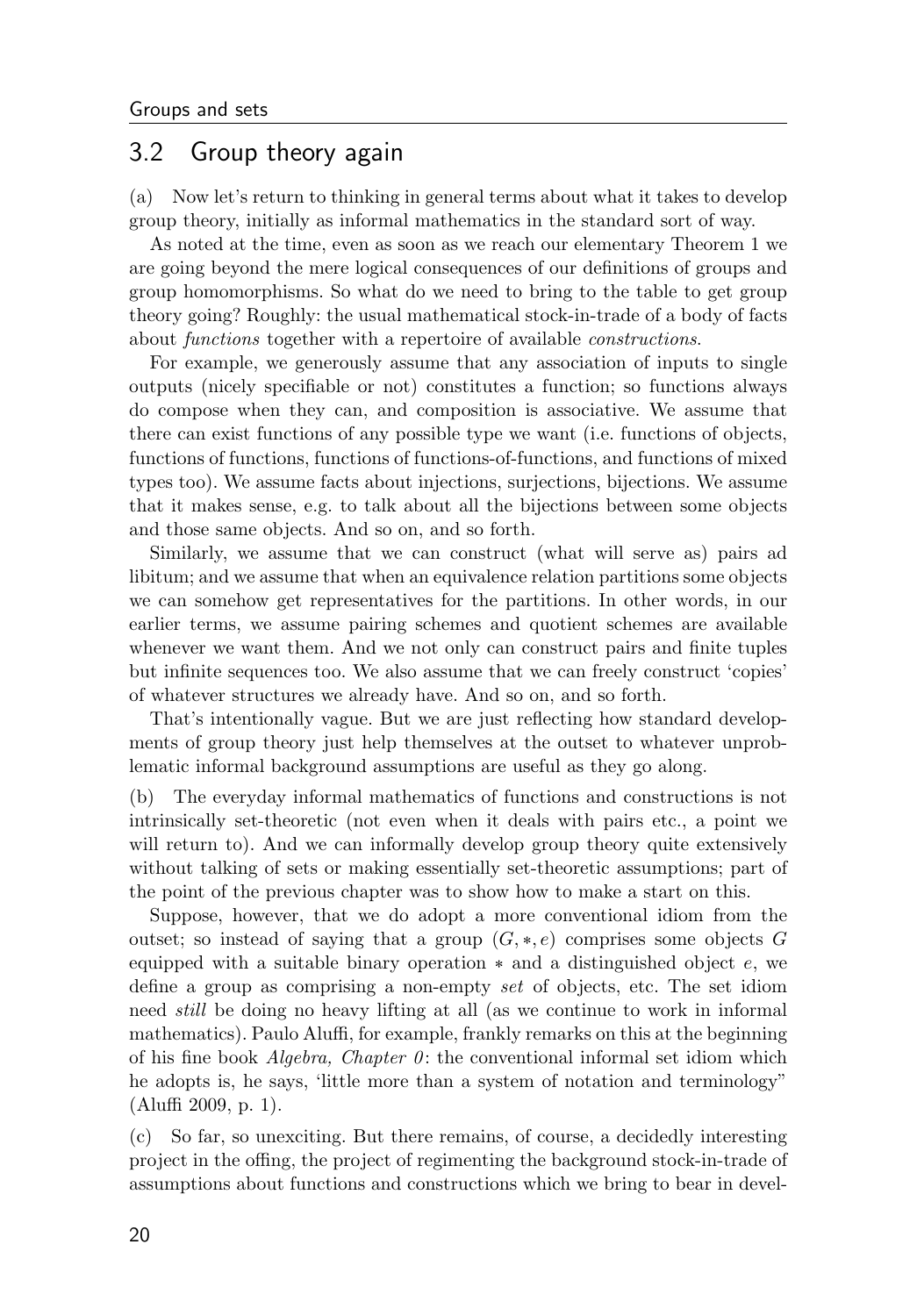## 3.2 Group theory again

(a) Now let's return to thinking in general terms about what it takes to develop group theory, initially as informal mathematics in the standard sort of way.

As noted at the time, even as soon as we reach our elementary Theorem 1 we are going beyond the mere logical consequences of our definitions of groups and group homomorphisms. So what do we need to bring to the table to get group theory going? Roughly: the usual mathematical stock-in-trade of a body of facts about *functions* together with a repertoire of available *constructions*.

For example, we generously assume that any association of inputs to single outputs (nicely specifiable or not) constitutes a function; so functions always do compose when they can, and composition is associative. We assume that there can exist functions of any possible type we want (i.e. functions of objects, functions of functions, functions of functions-of-functions, and functions of mixed types too). We assume facts about injections, surjections, bijections. We assume that it makes sense, e.g. to talk about all the bijections between some objects and those same objects. And so on, and so forth.

Similarly, we assume that we can construct (what will serve as) pairs ad libitum; and we assume that when an equivalence relation partitions some objects we can somehow get representatives for the partitions. In other words, in our earlier terms, we assume pairing schemes and quotient schemes are available whenever we want them. And we not only can construct pairs and finite tuples but infinite sequences too. We also assume that we can freely construct 'copies' of whatever structures we already have. And so on, and so forth.

That's intentionally vague. But we are just reflecting how standard developments of group theory just help themselves at the outset to whatever unproblematic informal background assumptions are useful as they go along.

(b) The everyday informal mathematics of functions and constructions is not intrinsically set-theoretic (not even when it deals with pairs etc., a point we will return to). And we can informally develop group theory quite extensively without talking of sets or making essentially set-theoretic assumptions; part of the point of the previous chapter was to show how to make a start on this.

Suppose, however, that we do adopt a more conventional idiom from the outset; so instead of saying that a group $(G, *, e)$ comprises some objects $G$ equipped with a suitable binary operation $*$ and a distinguished object $e$, we define a group as comprising a non-empty *set* of objects, etc. The set idiom need *still* be doing no heavy lifting at all (as we continue to work in informal mathematics). Paulo Aluffi, for example, frankly remarks on this at the beginning of his fine book *Algebra, Chapter 0*: the conventional informal set idiom which he adopts is, he says, 'little more than a system of notation and terminology" (Aluffi 2009, p. 1).

(c) So far, so unexciting. But there remains, of course, a decidedly interesting project in the offing, the project of regimenting the background stock-in-trade of assumptions about functions and constructions which we bring to bear in devel-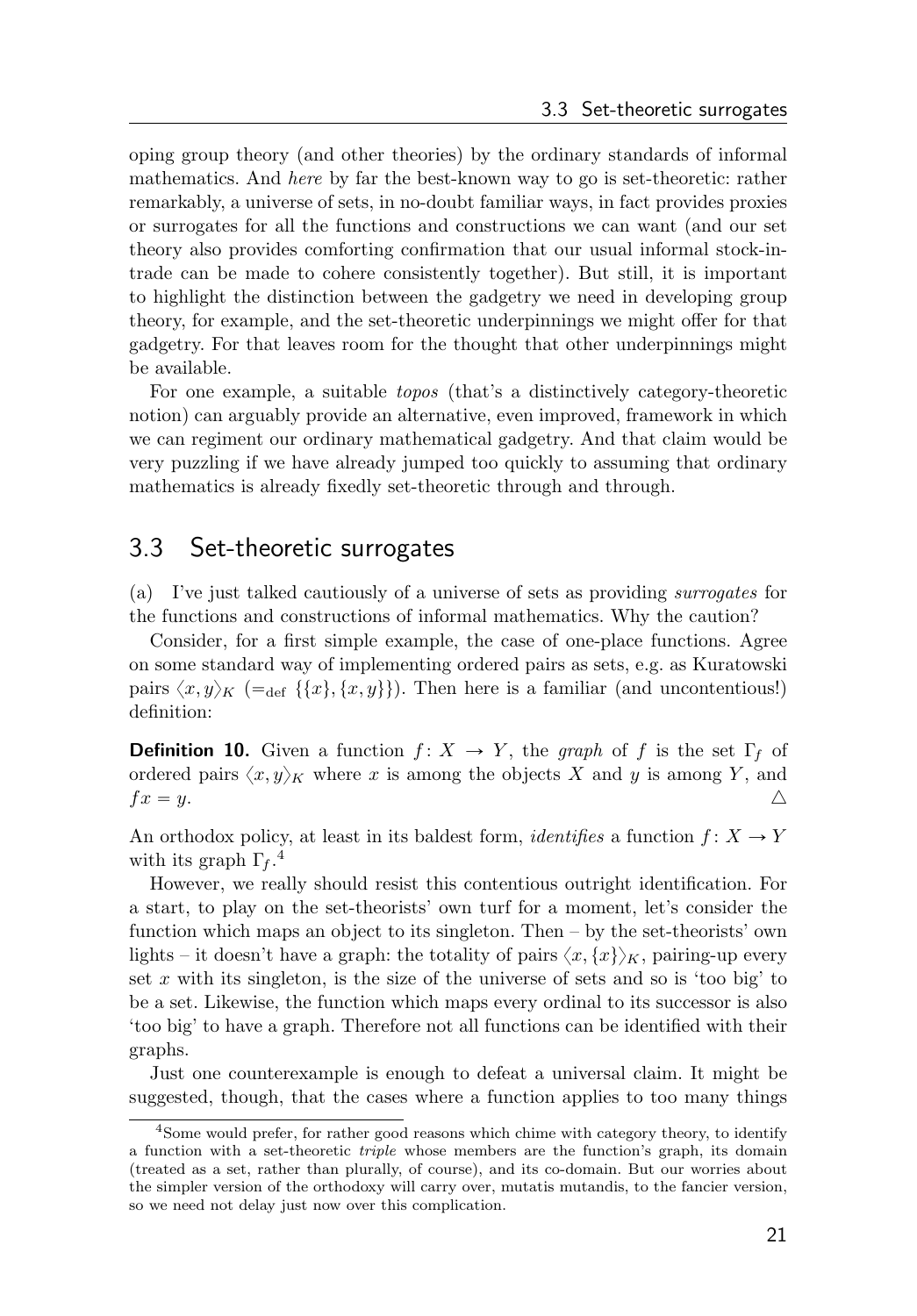oping group theory (and other theories) by the ordinary standards of informal mathematics. And *here* by far the best-known way to go is set-theoretic: rather remarkably, a universe of sets, in no-doubt familiar ways, in fact provides proxies or surrogates for all the functions and constructions we can want (and our set theory also provides comforting confirmation that our usual informal stock-in-trade can be made to cohere consistently together). But still, it is important to highlight the distinction between the gadgetry we need in developing group theory, for example, and the set-theoretic underpinnings we might offer for that gadgetry. For that leaves room for the thought that other underpinnings might be available.

For one example, a suitable *topos* (that's a distinctively category-theoretic notion) can arguably provide an alternative, even improved, framework in which we can regiment our ordinary mathematical gadgetry. And that claim would be very puzzling if we have already jumped too quickly to assuming that ordinary mathematics is already fixedly set-theoretic through and through.

## 3.3 Set-theoretic surrogates

(a) I've just talked cautiously of a universe of sets as providing *surrogates* for the functions and constructions of informal mathematics. Why the caution?

Consider, for a first simple example, the case of one-place functions. Agree on some standard way of implementing ordered pairs as sets, e.g. as Kuratowski pairs $\langle x, y\rangle_K$ ($=_{\text{def}}$ $\{\{x\}, \{x, y\}\}$). Then here is a familiar (and uncontentious!) definition:

**Definition 10.** Given a function $f\colon X \to Y$, the *graph* of $f$ is the set $\Gamma_f$ of ordered pairs $\langle x, y\rangle_K$ where $x$ is among the objects $X$ and $y$ is among $Y$, and $fx = y$. △

An orthodox policy, at least in its baldest form, *identifies* a function $f\colon X \to Y$ with its graph $\Gamma_f$.[4]

However, we really should resist this contentious outright identification. For a start, to play on the set-theorists' own turf for a moment, let's consider the function which maps an object to its singleton. Then – by the set-theorists' own lights – it doesn't have a graph: the totality of pairs $\langle x, \{x\}\rangle_K$, pairing-up every set $x$ with its singleton, is the size of the universe of sets and so is 'too big' to be a set. Likewise, the function which maps every ordinal to its successor is also 'too big' to have a graph. Therefore not all functions can be identified with their graphs.

Just one counterexample is enough to defeat a universal claim. It might be suggested, though, that the cases where a function applies to too many things

[4] Some would prefer, for rather good reasons which chime with category theory, to identify a function with a set-theoretic *triple* whose members are the function's graph, its domain (treated as a set, rather than plurally, of course), and its co-domain. But our worries about the simpler version of the orthodoxy will carry over, mutatis mutandis, to the fancier version, so we need not delay just now over this complication.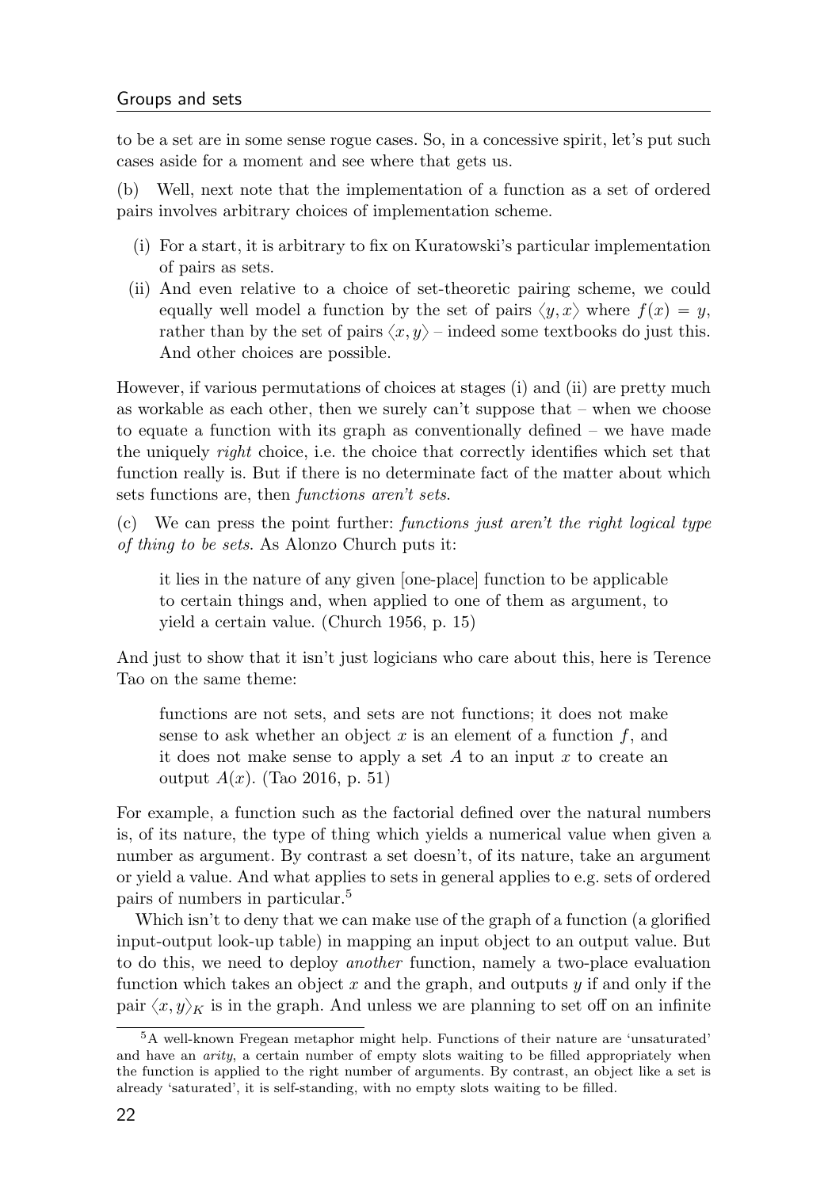to be a set are in some sense rogue cases. So, in a concessive spirit, let's put such cases aside for a moment and see where that gets us.

(b) Well, next note that the implementation of a function as a set of ordered pairs involves arbitrary choices of implementation scheme.

(i) For a start, it is arbitrary to fix on Kuratowski's particular implementation of pairs as sets.
(ii) And even relative to a choice of set-theoretic pairing scheme, we could equally well model a function by the set of pairs $\langle y, x \rangle$ where $f(x) = y$, rather than by the set of pairs $\langle x, y \rangle$ – indeed some textbooks do just this. And other choices are possible.

However, if various permutations of choices at stages (i) and (ii) are pretty much as workable as each other, then we surely can't suppose that – when we choose to equate a function with its graph as conventionally defined – we have made the uniquely *right* choice, i.e. the choice that correctly identifies which set that function really is. But if there is no determinate fact of the matter about which sets functions are, then *functions aren't sets*.

(c) We can press the point further: *functions just aren't the right logical type of thing to be sets.* As Alonzo Church puts it:

> it lies in the nature of any given [one-place] function to be applicable to certain things and, when applied to one of them as argument, to yield a certain value. (Church 1956, p. 15)

And just to show that it isn't just logicians who care about this, here is Terence Tao on the same theme:

> functions are not sets, and sets are not functions; it does not make sense to ask whether an object $x$ is an element of a function $f$, and it does not make sense to apply a set $A$ to an input $x$ to create an output $A(x)$. (Tao 2016, p. 51)

For example, a function such as the factorial defined over the natural numbers is, of its nature, the type of thing which yields a numerical value when given a number as argument. By contrast a set doesn't, of its nature, take an argument or yield a value. And what applies to sets in general applies to e.g. sets of ordered pairs of numbers in particular.[5]

Which isn't to deny that we can make use of the graph of a function (a glorified input-output look-up table) in mapping an input object to an output value. But to do this, we need to deploy *another* function, namely a two-place evaluation function which takes an object $x$ and the graph, and outputs $y$ if and only if the pair $\langle x, y \rangle_K$ is in the graph. And unless we are planning to set off on an infinite

[5] A well-known Fregean metaphor might help. Functions of their nature are 'unsaturated' and have an *arity*, a certain number of empty slots waiting to be filled appropriately when the function is applied to the right number of arguments. By contrast, an object like a set is already 'saturated', it is self-standing, with no empty slots waiting to be filled.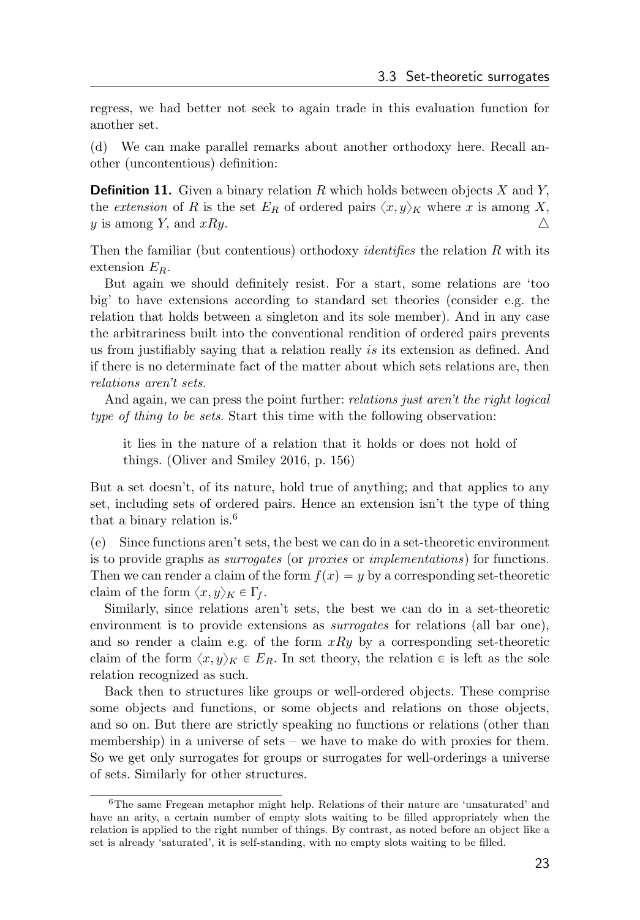regress, we had better not seek to again trade in this evaluation function for another set.

(d) We can make parallel remarks about another orthodoxy here. Recall another (uncontentious) definition:

**Definition 11.** Given a binary relation $R$ which holds between objects $X$ and $Y$, the *extension* of $R$ is the set $E_R$ of ordered pairs $\langle x, y\rangle_K$ where $x$ is among $X$, $y$ is among $Y$, and $xRy$. △

Then the familiar (but contentious) orthodoxy *identifies* the relation $R$ with its extension $E_R$.

But again we should definitely resist. For a start, some relations are 'too big' to have extensions according to standard set theories (consider e.g. the relation that holds between a singleton and its sole member). And in any case the arbitrariness built into the conventional rendition of ordered pairs prevents us from justifiably saying that a relation really *is* its extension as defined. And if there is no determinate fact of the matter about which sets relations are, then *relations aren't sets*.

And again, we can press the point further: *relations just aren't the right logical type of thing to be sets*. Start this time with the following observation:

> it lies in the nature of a relation that it holds or does not hold of things. (Oliver and Smiley 2016, p. 156)

But a set doesn't, of its nature, hold true of anything; and that applies to any set, including sets of ordered pairs. Hence an extension isn't the type of thing that a binary relation is.[6]

(e) Since functions aren't sets, the best we can do in a set-theoretic environment is to provide graphs as *surrogates* (or *proxies* or *implementations*) for functions. Then we can render a claim of the form $f(x) = y$ by a corresponding set-theoretic claim of the form $\langle x, y\rangle_K \in \Gamma_f$.

Similarly, since relations aren't sets, the best we can do in a set-theoretic environment is to provide extensions as *surrogates* for relations (all bar one), and so render a claim e.g. of the form $xRy$ by a corresponding set-theoretic claim of the form $\langle x, y\rangle_K \in E_R$. In set theory, the relation $\in$ is left as the sole relation recognized as such.

Back then to structures like groups or well-ordered objects. These comprise some objects and functions, or some objects and relations on those objects, and so on. But there are strictly speaking no functions or relations (other than membership) in a universe of sets – we have to make do with proxies for them. So we get only surrogates for groups or surrogates for well-orderings a universe of sets. Similarly for other structures.

---

[6] The same Fregean metaphor might help. Relations of their nature are 'unsaturated' and have an arity, a certain number of empty slots waiting to be filled appropriately when the relation is applied to the right number of things. By contrast, as noted before an object like a set is already 'saturated', it is self-standing, with no empty slots waiting to be filled.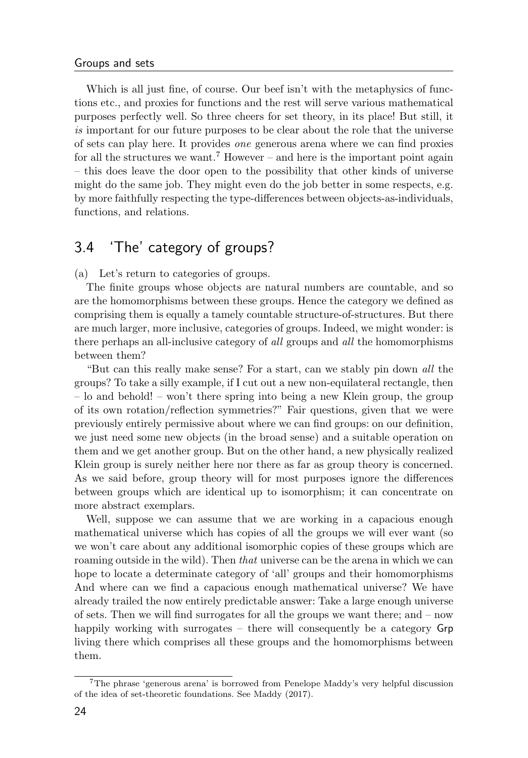Which is all just fine, of course. Our beef isn't with the metaphysics of functions etc., and proxies for functions and the rest will serve various mathematical purposes perfectly well. So three cheers for set theory, in its place! But still, it *is* important for our future purposes to be clear about the role that the universe of sets can play here. It provides *one* generous arena where we can find proxies for all the structures we want.[7] However – and here is the important point again – this does leave the door open to the possibility that other kinds of universe might do the same job. They might even do the job better in some respects, e.g. by more faithfully respecting the type-differences between objects-as-individuals, functions, and relations.

## 3.4 'The' category of groups?

(a) Let's return to categories of groups.

The finite groups whose objects are natural numbers are countable, and so are the homomorphisms between these groups. Hence the category we defined as comprising them is equally a tamely countable structure-of-structures. But there are much larger, more inclusive, categories of groups. Indeed, we might wonder: is there perhaps an all-inclusive category of *all* groups and *all* the homomorphisms between them?

"But can this really make sense? For a start, can we stably pin down *all* the groups? To take a silly example, if I cut out a new non-equilateral rectangle, then – lo and behold! – won't there spring into being a new Klein group, the group of its own rotation/reflection symmetries?" Fair questions, given that we were previously entirely permissive about where we can find groups: on our definition, we just need some new objects (in the broad sense) and a suitable operation on them and we get another group. But on the other hand, a new physically realized Klein group is surely neither here nor there as far as group theory is concerned. As we said before, group theory will for most purposes ignore the differences between groups which are identical up to isomorphism; it can concentrate on more abstract exemplars.

Well, suppose we can assume that we are working in a capacious enough mathematical universe which has copies of all the groups we will ever want (so we won't care about any additional isomorphic copies of these groups which are roaming outside in the wild). Then *that* universe can be the arena in which we can hope to locate a determinate category of 'all' groups and their homomorphisms And where can we find a capacious enough mathematical universe? We have already trailed the now entirely predictable answer: Take a large enough universe of sets. Then we will find surrogates for all the groups we want there; and – now happily working with surrogates – there will consequently be a category Grp living there which comprises all these groups and the homomorphisms between them.

[7] The phrase 'generous arena' is borrowed from Penelope Maddy's very helpful discussion of the idea of set-theoretic foundations. See Maddy (2017).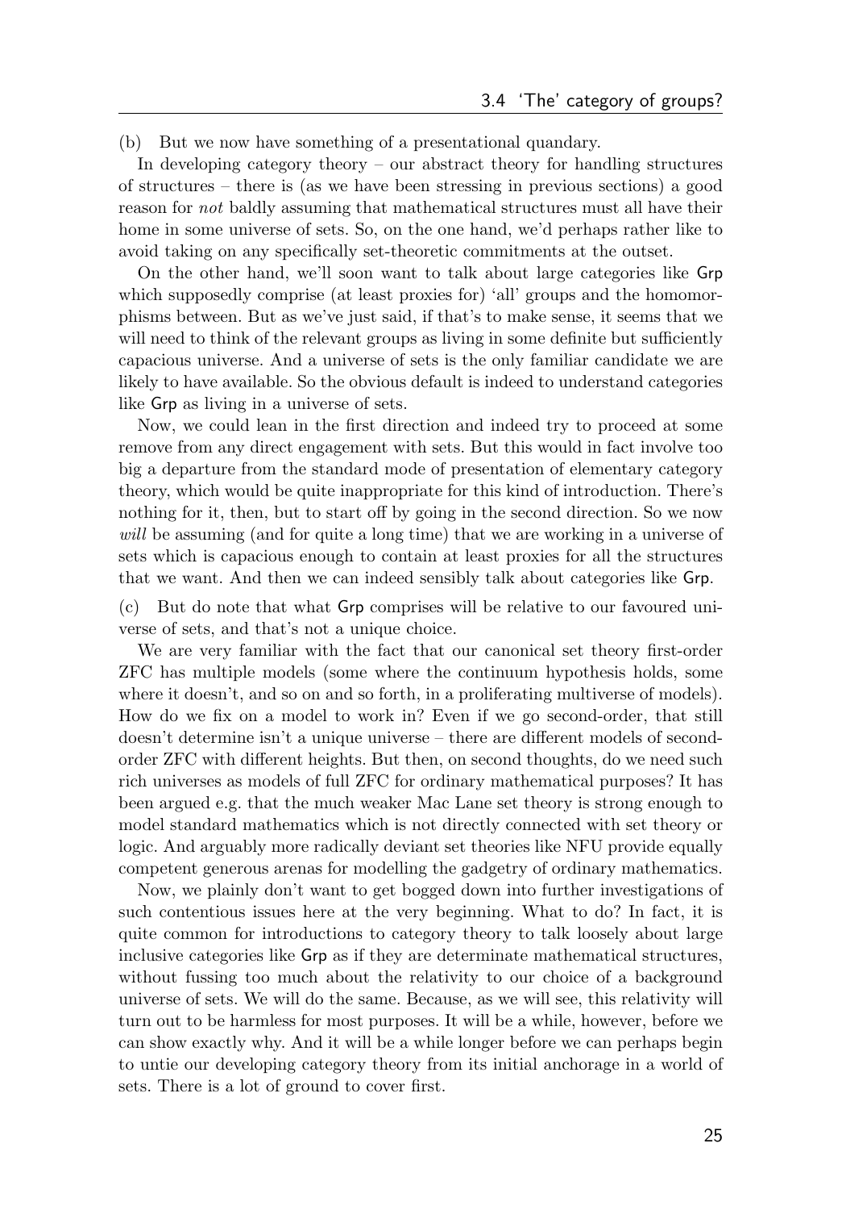(b) But we now have something of a presentational quandary.

In developing category theory – our abstract theory for handling structures of structures – there is (as we have been stressing in previous sections) a good reason for *not* baldly assuming that mathematical structures must all have their home in some universe of sets. So, on the one hand, we'd perhaps rather like to avoid taking on any specifically set-theoretic commitments at the outset.

On the other hand, we'll soon want to talk about large categories like Grp which supposedly comprise (at least proxies for) 'all' groups and the homomorphisms between. But as we've just said, if that's to make sense, it seems that we will need to think of the relevant groups as living in some definite but sufficiently capacious universe. And a universe of sets is the only familiar candidate we are likely to have available. So the obvious default is indeed to understand categories like Grp as living in a universe of sets.

Now, we could lean in the first direction and indeed try to proceed at some remove from any direct engagement with sets. But this would in fact involve too big a departure from the standard mode of presentation of elementary category theory, which would be quite inappropriate for this kind of introduction. There's nothing for it, then, but to start off by going in the second direction. So we now *will* be assuming (and for quite a long time) that we are working in a universe of sets which is capacious enough to contain at least proxies for all the structures that we want. And then we can indeed sensibly talk about categories like Grp.

(c) But do note that what Grp comprises will be relative to our favoured universe of sets, and that's not a unique choice.

We are very familiar with the fact that our canonical set theory first-order ZFC has multiple models (some where the continuum hypothesis holds, some where it doesn't, and so on and so forth, in a proliferating multiverse of models). How do we fix on a model to work in? Even if we go second-order, that still doesn't determine isn't a unique universe – there are different models of second-order ZFC with different heights. But then, on second thoughts, do we need such rich universes as models of full ZFC for ordinary mathematical purposes? It has been argued e.g. that the much weaker Mac Lane set theory is strong enough to model standard mathematics which is not directly connected with set theory or logic. And arguably more radically deviant set theories like NFU provide equally competent generous arenas for modelling the gadgetry of ordinary mathematics.

Now, we plainly don't want to get bogged down into further investigations of such contentious issues here at the very beginning. What to do? In fact, it is quite common for introductions to category theory to talk loosely about large inclusive categories like Grp as if they are determinate mathematical structures, without fussing too much about the relativity to our choice of a background universe of sets. We will do the same. Because, as we will see, this relativity will turn out to be harmless for most purposes. It will be a while, however, before we can show exactly why. And it will be a while longer before we can perhaps begin to untie our developing category theory from its initial anchorage in a world of sets. There is a lot of ground to cover first.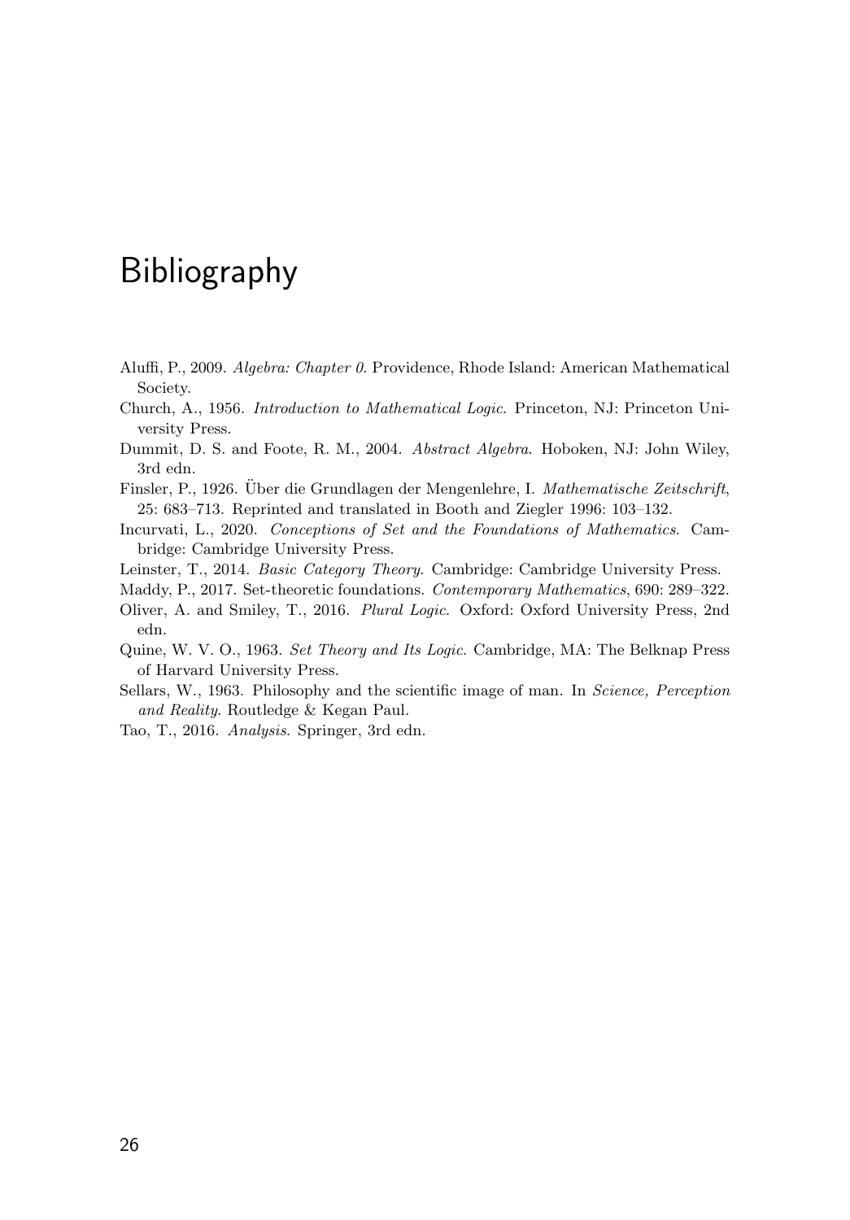# Bibliography

Aluffi, P., 2009. *Algebra: Chapter 0*. Providence, Rhode Island: American Mathematical Society.

Church, A., 1956. *Introduction to Mathematical Logic*. Princeton, NJ: Princeton University Press.

Dummit, D. S. and Foote, R. M., 2004. *Abstract Algebra*. Hoboken, NJ: John Wiley, 3rd edn.

Finsler, P., 1926. Über die Grundlagen der Mengenlehre, I. *Mathematische Zeitschrift*, 25: 683–713. Reprinted and translated in Booth and Ziegler 1996: 103–132.

Incurvati, L., 2020. *Conceptions of Set and the Foundations of Mathematics*. Cambridge: Cambridge University Press.

Leinster, T., 2014. *Basic Category Theory*. Cambridge: Cambridge University Press.

Maddy, P., 2017. Set-theoretic foundations. *Contemporary Mathematics*, 690: 289–322.

Oliver, A. and Smiley, T., 2016. *Plural Logic*. Oxford: Oxford University Press, 2nd edn.

Quine, W. V. O., 1963. *Set Theory and Its Logic*. Cambridge, MA: The Belknap Press of Harvard University Press.

Sellars, W., 1963. Philosophy and the scientific image of man. In *Science, Perception and Reality*. Routledge & Kegan Paul.

Tao, T., 2016. *Analysis*. Springer, 3rd edn.